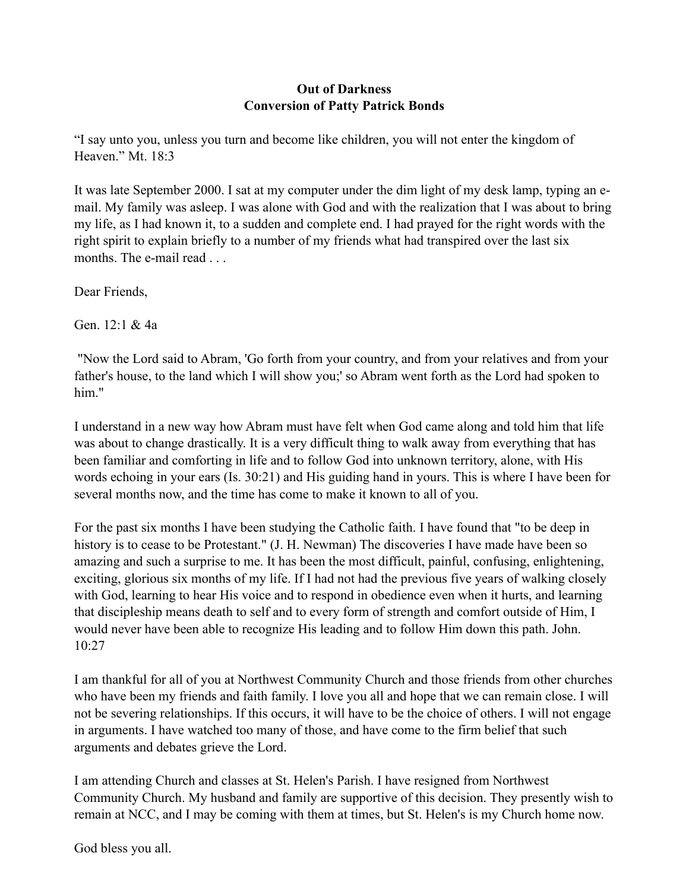# Out of Darkness
## Conversion of Patty Patrick Bonds

"I say unto you, unless you turn and become like children, you will not enter the kingdom of Heaven." Mt. 18:3

It was late September 2000. I sat at my computer under the dim light of my desk lamp, typing an e-mail. My family was asleep. I was alone with God and with the realization that I was about to bring my life, as I had known it, to a sudden and complete end. I had prayed for the right words with the right spirit to explain briefly to a number of my friends what had transpired over the last six months. The e-mail read . . .

Dear Friends,

Gen. 12:1 & 4a

"Now the Lord said to Abram, 'Go forth from your country, and from your relatives and from your father's house, to the land which I will show you;' so Abram went forth as the Lord had spoken to him."

I understand in a new way how Abram must have felt when God came along and told him that life was about to change drastically. It is a very difficult thing to walk away from everything that has been familiar and comforting in life and to follow God into unknown territory, alone, with His words echoing in your ears (Is. 30:21) and His guiding hand in yours. This is where I have been for several months now, and the time has come to make it known to all of you.

For the past six months I have been studying the Catholic faith. I have found that "to be deep in history is to cease to be Protestant." (J. H. Newman) The discoveries I have made have been so amazing and such a surprise to me. It has been the most difficult, painful, confusing, enlightening, exciting, glorious six months of my life. If I had not had the previous five years of walking closely with God, learning to hear His voice and to respond in obedience even when it hurts, and learning that discipleship means death to self and to every form of strength and comfort outside of Him, I would never have been able to recognize His leading and to follow Him down this path. John. 10:27

I am thankful for all of you at Northwest Community Church and those friends from other churches who have been my friends and faith family. I love you all and hope that we can remain close. I will not be severing relationships. If this occurs, it will have to be the choice of others. I will not engage in arguments. I have watched too many of those, and have come to the firm belief that such arguments and debates grieve the Lord.

I am attending Church and classes at St. Helen's Parish. I have resigned from Northwest Community Church. My husband and family are supportive of this decision. They presently wish to remain at NCC, and I may be coming with them at times, but St. Helen's is my Church home now.

God bless you all.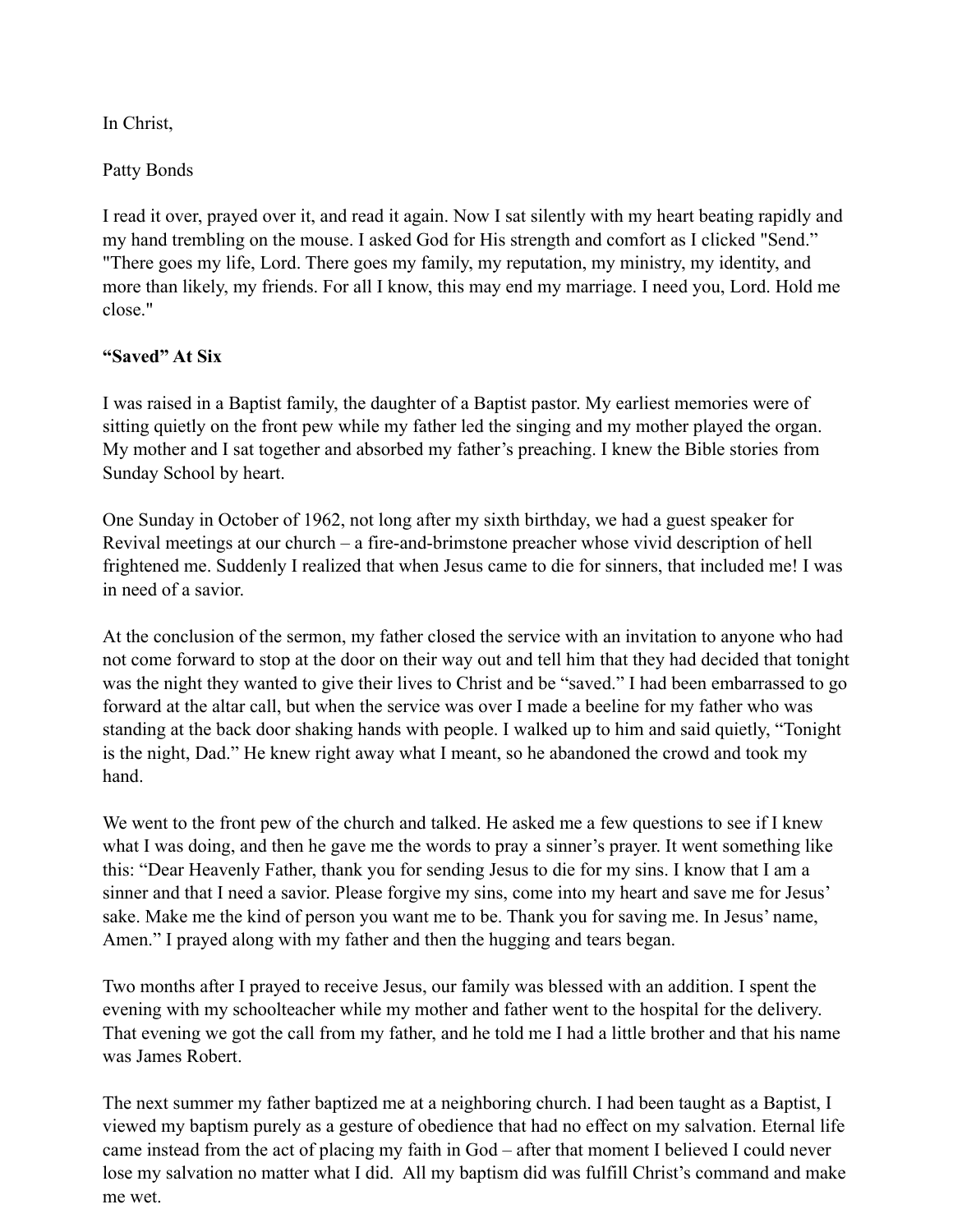In Christ,

Patty Bonds

I read it over, prayed over it, and read it again. Now I sat silently with my heart beating rapidly and my hand trembling on the mouse. I asked God for His strength and comfort as I clicked "Send." "There goes my life, Lord. There goes my family, my reputation, my ministry, my identity, and more than likely, my friends. For all I know, this may end my marriage. I need you, Lord. Hold me close."

**"Saved" At Six**

I was raised in a Baptist family, the daughter of a Baptist pastor. My earliest memories were of sitting quietly on the front pew while my father led the singing and my mother played the organ. My mother and I sat together and absorbed my father's preaching. I knew the Bible stories from Sunday School by heart.

One Sunday in October of 1962, not long after my sixth birthday, we had a guest speaker for Revival meetings at our church – a fire-and-brimstone preacher whose vivid description of hell frightened me. Suddenly I realized that when Jesus came to die for sinners, that included me! I was in need of a savior.

At the conclusion of the sermon, my father closed the service with an invitation to anyone who had not come forward to stop at the door on their way out and tell him that they had decided that tonight was the night they wanted to give their lives to Christ and be "saved." I had been embarrassed to go forward at the altar call, but when the service was over I made a beeline for my father who was standing at the back door shaking hands with people. I walked up to him and said quietly, "Tonight is the night, Dad." He knew right away what I meant, so he abandoned the crowd and took my hand.

We went to the front pew of the church and talked. He asked me a few questions to see if I knew what I was doing, and then he gave me the words to pray a sinner's prayer. It went something like this: "Dear Heavenly Father, thank you for sending Jesus to die for my sins. I know that I am a sinner and that I need a savior. Please forgive my sins, come into my heart and save me for Jesus' sake. Make me the kind of person you want me to be. Thank you for saving me. In Jesus' name, Amen." I prayed along with my father and then the hugging and tears began.

Two months after I prayed to receive Jesus, our family was blessed with an addition. I spent the evening with my schoolteacher while my mother and father went to the hospital for the delivery. That evening we got the call from my father, and he told me I had a little brother and that his name was James Robert.

The next summer my father baptized me at a neighboring church. I had been taught as a Baptist, I viewed my baptism purely as a gesture of obedience that had no effect on my salvation. Eternal life came instead from the act of placing my faith in God – after that moment I believed I could never lose my salvation no matter what I did. All my baptism did was fulfill Christ's command and make me wet.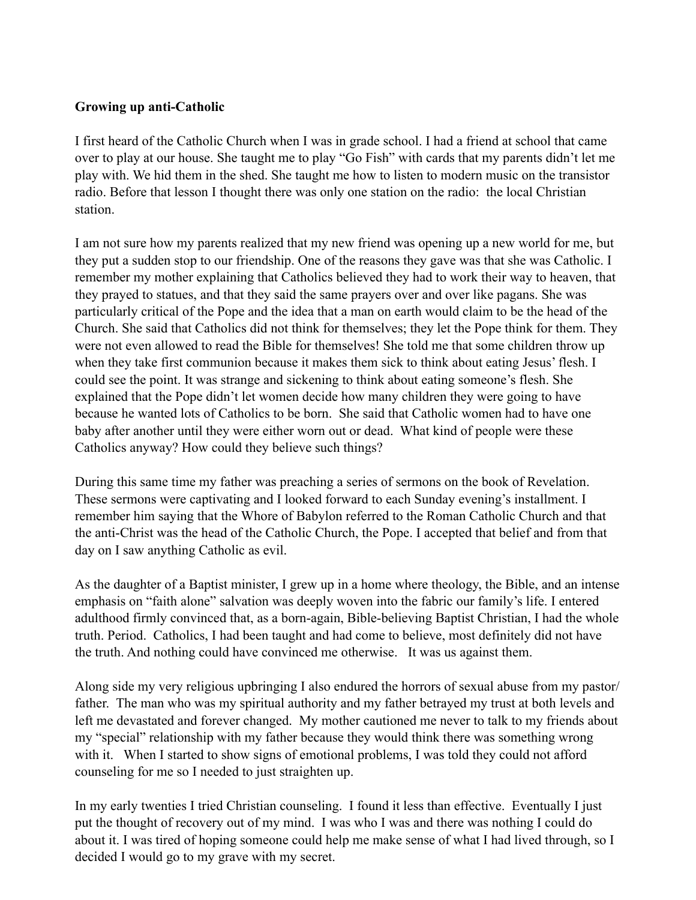**Growing up anti-Catholic**

I first heard of the Catholic Church when I was in grade school. I had a friend at school that came over to play at our house. She taught me to play "Go Fish" with cards that my parents didn't let me play with. We hid them in the shed. She taught me how to listen to modern music on the transistor radio. Before that lesson I thought there was only one station on the radio: the local Christian station.

I am not sure how my parents realized that my new friend was opening up a new world for me, but they put a sudden stop to our friendship. One of the reasons they gave was that she was Catholic. I remember my mother explaining that Catholics believed they had to work their way to heaven, that they prayed to statues, and that they said the same prayers over and over like pagans. She was particularly critical of the Pope and the idea that a man on earth would claim to be the head of the Church. She said that Catholics did not think for themselves; they let the Pope think for them. They were not even allowed to read the Bible for themselves! She told me that some children throw up when they take first communion because it makes them sick to think about eating Jesus' flesh. I could see the point. It was strange and sickening to think about eating someone's flesh. She explained that the Pope didn't let women decide how many children they were going to have because he wanted lots of Catholics to be born. She said that Catholic women had to have one baby after another until they were either worn out or dead. What kind of people were these Catholics anyway? How could they believe such things?

During this same time my father was preaching a series of sermons on the book of Revelation. These sermons were captivating and I looked forward to each Sunday evening's installment. I remember him saying that the Whore of Babylon referred to the Roman Catholic Church and that the anti-Christ was the head of the Catholic Church, the Pope. I accepted that belief and from that day on I saw anything Catholic as evil.

As the daughter of a Baptist minister, I grew up in a home where theology, the Bible, and an intense emphasis on "faith alone" salvation was deeply woven into the fabric our family's life. I entered adulthood firmly convinced that, as a born-again, Bible-believing Baptist Christian, I had the whole truth. Period. Catholics, I had been taught and had come to believe, most definitely did not have the truth. And nothing could have convinced me otherwise. It was us against them.

Along side my very religious upbringing I also endured the horrors of sexual abuse from my pastor/ father. The man who was my spiritual authority and my father betrayed my trust at both levels and left me devastated and forever changed. My mother cautioned me never to talk to my friends about my "special" relationship with my father because they would think there was something wrong with it. When I started to show signs of emotional problems, I was told they could not afford counseling for me so I needed to just straighten up.

In my early twenties I tried Christian counseling. I found it less than effective. Eventually I just put the thought of recovery out of my mind. I was who I was and there was nothing I could do about it. I was tired of hoping someone could help me make sense of what I had lived through, so I decided I would go to my grave with my secret.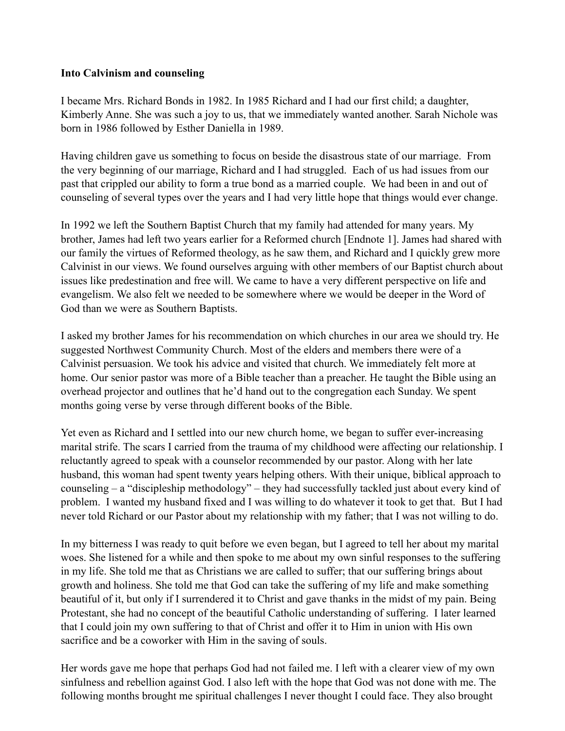**Into Calvinism and counseling**

I became Mrs. Richard Bonds in 1982. In 1985 Richard and I had our first child; a daughter, Kimberly Anne. She was such a joy to us, that we immediately wanted another. Sarah Nichole was born in 1986 followed by Esther Daniella in 1989.

Having children gave us something to focus on beside the disastrous state of our marriage. From the very beginning of our marriage, Richard and I had struggled. Each of us had issues from our past that crippled our ability to form a true bond as a married couple. We had been in and out of counseling of several types over the years and I had very little hope that things would ever change.

In 1992 we left the Southern Baptist Church that my family had attended for many years. My brother, James had left two years earlier for a Reformed church [Endnote 1]. James had shared with our family the virtues of Reformed theology, as he saw them, and Richard and I quickly grew more Calvinist in our views. We found ourselves arguing with other members of our Baptist church about issues like predestination and free will. We came to have a very different perspective on life and evangelism. We also felt we needed to be somewhere where we would be deeper in the Word of God than we were as Southern Baptists.

I asked my brother James for his recommendation on which churches in our area we should try. He suggested Northwest Community Church. Most of the elders and members there were of a Calvinist persuasion. We took his advice and visited that church. We immediately felt more at home. Our senior pastor was more of a Bible teacher than a preacher. He taught the Bible using an overhead projector and outlines that he'd hand out to the congregation each Sunday. We spent months going verse by verse through different books of the Bible.

Yet even as Richard and I settled into our new church home, we began to suffer ever-increasing marital strife. The scars I carried from the trauma of my childhood were affecting our relationship. I reluctantly agreed to speak with a counselor recommended by our pastor. Along with her late husband, this woman had spent twenty years helping others. With their unique, biblical approach to counseling – a "discipleship methodology" – they had successfully tackled just about every kind of problem. I wanted my husband fixed and I was willing to do whatever it took to get that. But I had never told Richard or our Pastor about my relationship with my father; that I was not willing to do.

In my bitterness I was ready to quit before we even began, but I agreed to tell her about my marital woes. She listened for a while and then spoke to me about my own sinful responses to the suffering in my life. She told me that as Christians we are called to suffer; that our suffering brings about growth and holiness. She told me that God can take the suffering of my life and make something beautiful of it, but only if I surrendered it to Christ and gave thanks in the midst of my pain. Being Protestant, she had no concept of the beautiful Catholic understanding of suffering. I later learned that I could join my own suffering to that of Christ and offer it to Him in union with His own sacrifice and be a coworker with Him in the saving of souls.

Her words gave me hope that perhaps God had not failed me. I left with a clearer view of my own sinfulness and rebellion against God. I also left with the hope that God was not done with me. The following months brought me spiritual challenges I never thought I could face. They also brought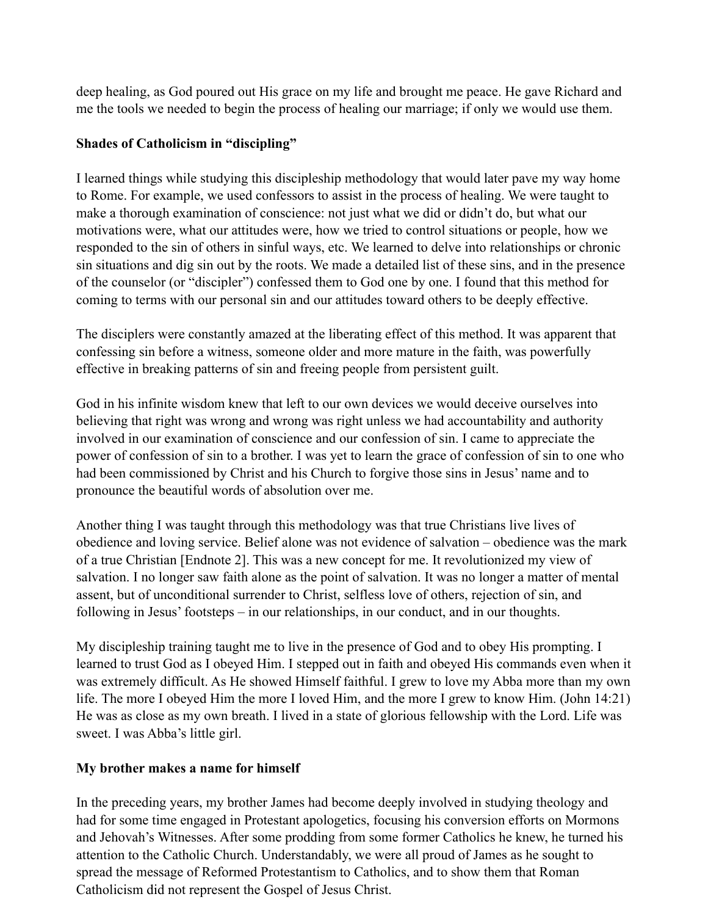deep healing, as God poured out His grace on my life and brought me peace. He gave Richard and me the tools we needed to begin the process of healing our marriage; if only we would use them.

**Shades of Catholicism in "discipling"**

I learned things while studying this discipleship methodology that would later pave my way home to Rome. For example, we used confessors to assist in the process of healing. We were taught to make a thorough examination of conscience: not just what we did or didn't do, but what our motivations were, what our attitudes were, how we tried to control situations or people, how we responded to the sin of others in sinful ways, etc. We learned to delve into relationships or chronic sin situations and dig sin out by the roots. We made a detailed list of these sins, and in the presence of the counselor (or "discipler") confessed them to God one by one. I found that this method for coming to terms with our personal sin and our attitudes toward others to be deeply effective.

The disciplers were constantly amazed at the liberating effect of this method. It was apparent that confessing sin before a witness, someone older and more mature in the faith, was powerfully effective in breaking patterns of sin and freeing people from persistent guilt.

God in his infinite wisdom knew that left to our own devices we would deceive ourselves into believing that right was wrong and wrong was right unless we had accountability and authority involved in our examination of conscience and our confession of sin. I came to appreciate the power of confession of sin to a brother. I was yet to learn the grace of confession of sin to one who had been commissioned by Christ and his Church to forgive those sins in Jesus' name and to pronounce the beautiful words of absolution over me.

Another thing I was taught through this methodology was that true Christians live lives of obedience and loving service. Belief alone was not evidence of salvation – obedience was the mark of a true Christian [Endnote 2]. This was a new concept for me. It revolutionized my view of salvation. I no longer saw faith alone as the point of salvation. It was no longer a matter of mental assent, but of unconditional surrender to Christ, selfless love of others, rejection of sin, and following in Jesus' footsteps – in our relationships, in our conduct, and in our thoughts.

My discipleship training taught me to live in the presence of God and to obey His prompting. I learned to trust God as I obeyed Him. I stepped out in faith and obeyed His commands even when it was extremely difficult. As He showed Himself faithful. I grew to love my Abba more than my own life. The more I obeyed Him the more I loved Him, and the more I grew to know Him. (John 14:21) He was as close as my own breath. I lived in a state of glorious fellowship with the Lord. Life was sweet. I was Abba's little girl.

**My brother makes a name for himself**

In the preceding years, my brother James had become deeply involved in studying theology and had for some time engaged in Protestant apologetics, focusing his conversion efforts on Mormons and Jehovah's Witnesses. After some prodding from some former Catholics he knew, he turned his attention to the Catholic Church. Understandably, we were all proud of James as he sought to spread the message of Reformed Protestantism to Catholics, and to show them that Roman Catholicism did not represent the Gospel of Jesus Christ.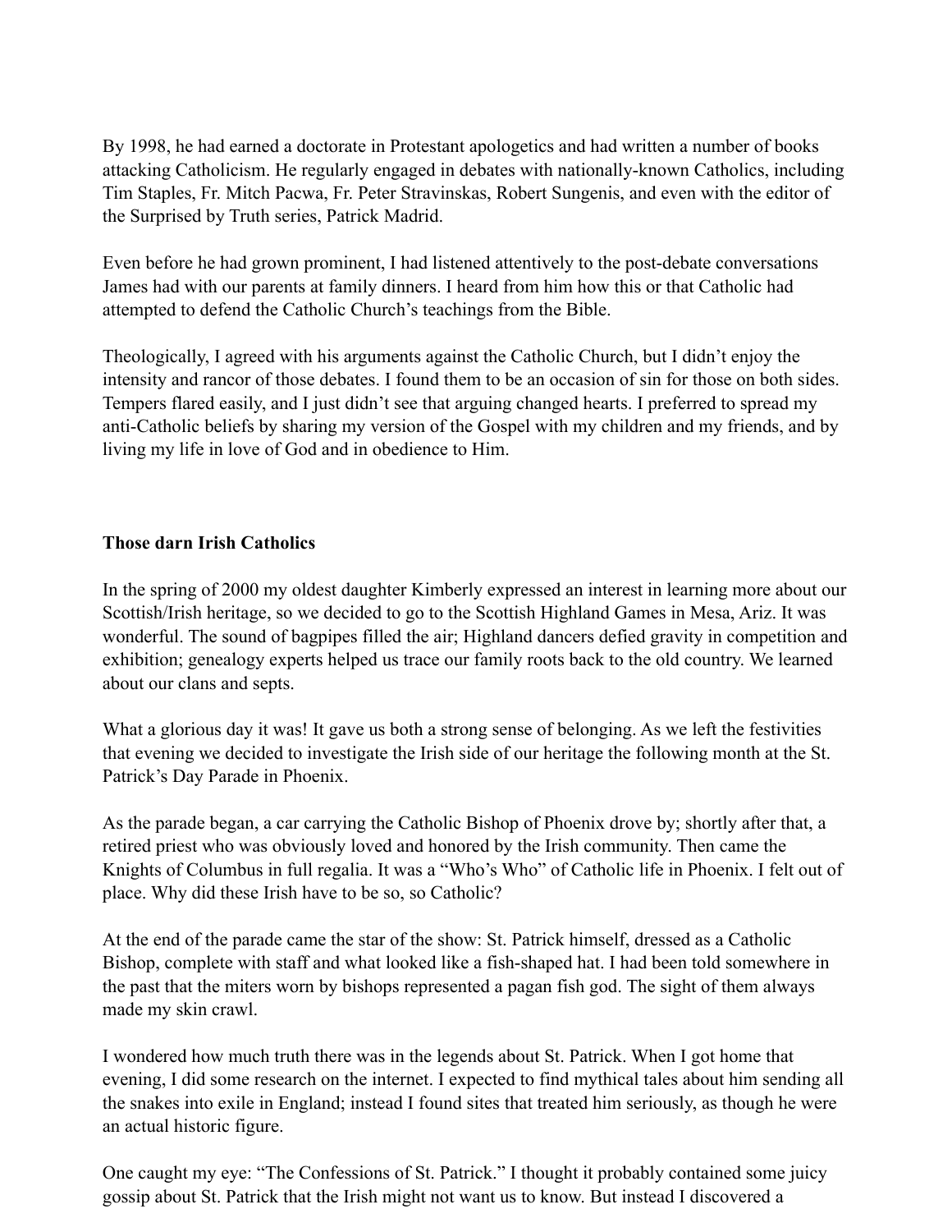By 1998, he had earned a doctorate in Protestant apologetics and had written a number of books attacking Catholicism. He regularly engaged in debates with nationally-known Catholics, including Tim Staples, Fr. Mitch Pacwa, Fr. Peter Stravinskas, Robert Sungenis, and even with the editor of the Surprised by Truth series, Patrick Madrid.

Even before he had grown prominent, I had listened attentively to the post-debate conversations James had with our parents at family dinners. I heard from him how this or that Catholic had attempted to defend the Catholic Church's teachings from the Bible.

Theologically, I agreed with his arguments against the Catholic Church, but I didn't enjoy the intensity and rancor of those debates. I found them to be an occasion of sin for those on both sides. Tempers flared easily, and I just didn't see that arguing changed hearts. I preferred to spread my anti-Catholic beliefs by sharing my version of the Gospel with my children and my friends, and by living my life in love of God and in obedience to Him.

**Those darn Irish Catholics**

In the spring of 2000 my oldest daughter Kimberly expressed an interest in learning more about our Scottish/Irish heritage, so we decided to go to the Scottish Highland Games in Mesa, Ariz. It was wonderful. The sound of bagpipes filled the air; Highland dancers defied gravity in competition and exhibition; genealogy experts helped us trace our family roots back to the old country. We learned about our clans and septs.

What a glorious day it was! It gave us both a strong sense of belonging. As we left the festivities that evening we decided to investigate the Irish side of our heritage the following month at the St. Patrick's Day Parade in Phoenix.

As the parade began, a car carrying the Catholic Bishop of Phoenix drove by; shortly after that, a retired priest who was obviously loved and honored by the Irish community. Then came the Knights of Columbus in full regalia. It was a "Who's Who" of Catholic life in Phoenix. I felt out of place. Why did these Irish have to be so, so Catholic?

At the end of the parade came the star of the show: St. Patrick himself, dressed as a Catholic Bishop, complete with staff and what looked like a fish-shaped hat. I had been told somewhere in the past that the miters worn by bishops represented a pagan fish god. The sight of them always made my skin crawl.

I wondered how much truth there was in the legends about St. Patrick. When I got home that evening, I did some research on the internet. I expected to find mythical tales about him sending all the snakes into exile in England; instead I found sites that treated him seriously, as though he were an actual historic figure.

One caught my eye: "The Confessions of St. Patrick." I thought it probably contained some juicy gossip about St. Patrick that the Irish might not want us to know. But instead I discovered a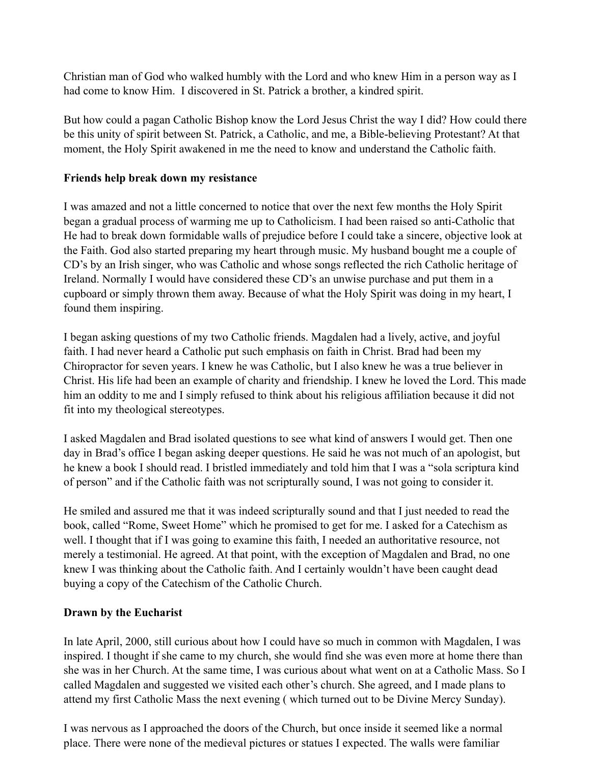Christian man of God who walked humbly with the Lord and who knew Him in a person way as I had come to know Him. I discovered in St. Patrick a brother, a kindred spirit.

But how could a pagan Catholic Bishop know the Lord Jesus Christ the way I did? How could there be this unity of spirit between St. Patrick, a Catholic, and me, a Bible-believing Protestant? At that moment, the Holy Spirit awakened in me the need to know and understand the Catholic faith.

**Friends help break down my resistance**

I was amazed and not a little concerned to notice that over the next few months the Holy Spirit began a gradual process of warming me up to Catholicism. I had been raised so anti-Catholic that He had to break down formidable walls of prejudice before I could take a sincere, objective look at the Faith. God also started preparing my heart through music. My husband bought me a couple of CD's by an Irish singer, who was Catholic and whose songs reflected the rich Catholic heritage of Ireland. Normally I would have considered these CD's an unwise purchase and put them in a cupboard or simply thrown them away. Because of what the Holy Spirit was doing in my heart, I found them inspiring.

I began asking questions of my two Catholic friends. Magdalen had a lively, active, and joyful faith. I had never heard a Catholic put such emphasis on faith in Christ. Brad had been my Chiropractor for seven years. I knew he was Catholic, but I also knew he was a true believer in Christ. His life had been an example of charity and friendship. I knew he loved the Lord. This made him an oddity to me and I simply refused to think about his religious affiliation because it did not fit into my theological stereotypes.

I asked Magdalen and Brad isolated questions to see what kind of answers I would get. Then one day in Brad's office I began asking deeper questions. He said he was not much of an apologist, but he knew a book I should read. I bristled immediately and told him that I was a "sola scriptura kind of person" and if the Catholic faith was not scripturally sound, I was not going to consider it.

He smiled and assured me that it was indeed scripturally sound and that I just needed to read the book, called "Rome, Sweet Home" which he promised to get for me. I asked for a Catechism as well. I thought that if I was going to examine this faith, I needed an authoritative resource, not merely a testimonial. He agreed. At that point, with the exception of Magdalen and Brad, no one knew I was thinking about the Catholic faith. And I certainly wouldn't have been caught dead buying a copy of the Catechism of the Catholic Church.

**Drawn by the Eucharist**

In late April, 2000, still curious about how I could have so much in common with Magdalen, I was inspired. I thought if she came to my church, she would find she was even more at home there than she was in her Church. At the same time, I was curious about what went on at a Catholic Mass. So I called Magdalen and suggested we visited each other's church. She agreed, and I made plans to attend my first Catholic Mass the next evening ( which turned out to be Divine Mercy Sunday).

I was nervous as I approached the doors of the Church, but once inside it seemed like a normal place. There were none of the medieval pictures or statues I expected. The walls were familiar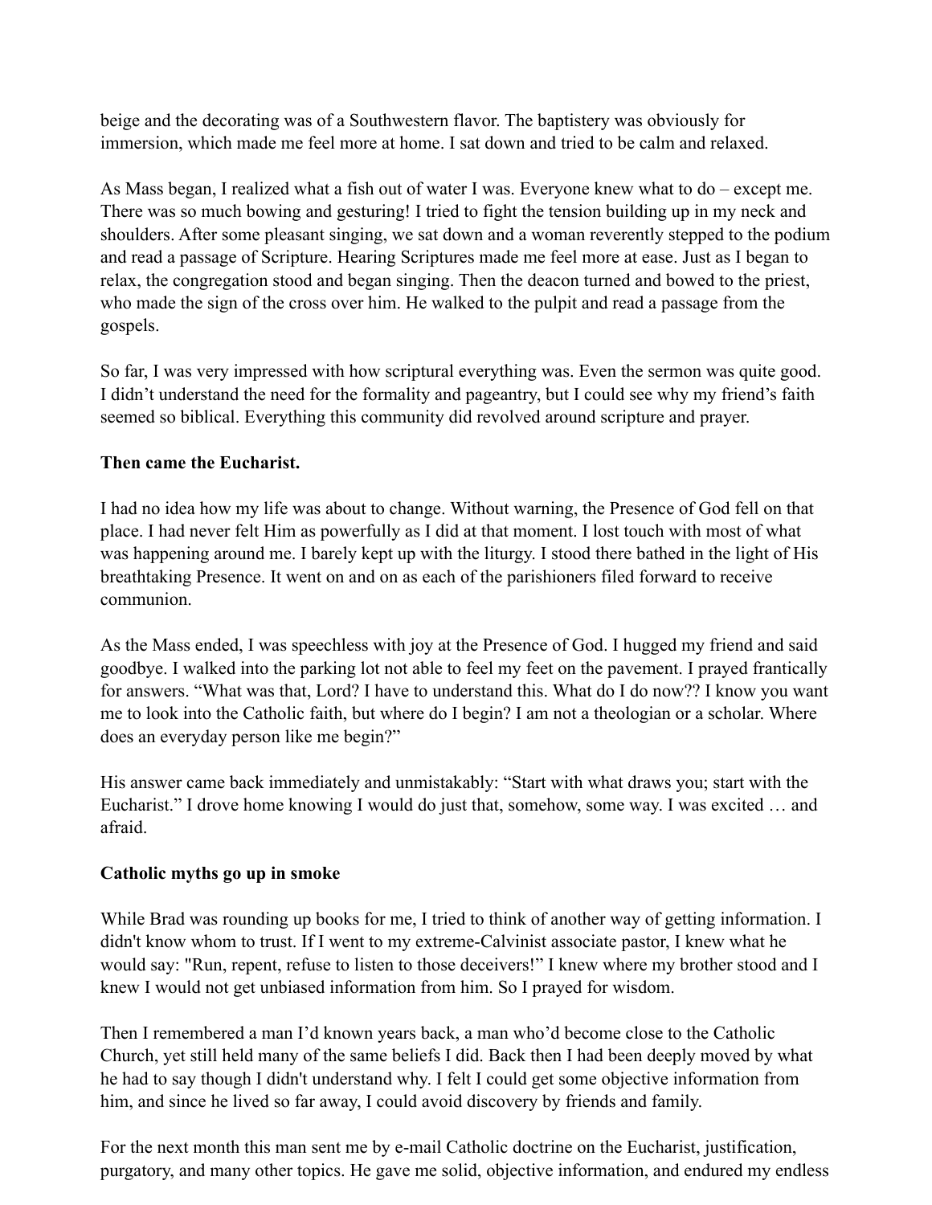beige and the decorating was of a Southwestern flavor. The baptistery was obviously for immersion, which made me feel more at home. I sat down and tried to be calm and relaxed.

As Mass began, I realized what a fish out of water I was. Everyone knew what to do – except me. There was so much bowing and gesturing! I tried to fight the tension building up in my neck and shoulders. After some pleasant singing, we sat down and a woman reverently stepped to the podium and read a passage of Scripture. Hearing Scriptures made me feel more at ease. Just as I began to relax, the congregation stood and began singing. Then the deacon turned and bowed to the priest, who made the sign of the cross over him. He walked to the pulpit and read a passage from the gospels.

So far, I was very impressed with how scriptural everything was. Even the sermon was quite good. I didn't understand the need for the formality and pageantry, but I could see why my friend's faith seemed so biblical. Everything this community did revolved around scripture and prayer.

**Then came the Eucharist.**

I had no idea how my life was about to change. Without warning, the Presence of God fell on that place. I had never felt Him as powerfully as I did at that moment. I lost touch with most of what was happening around me. I barely kept up with the liturgy. I stood there bathed in the light of His breathtaking Presence. It went on and on as each of the parishioners filed forward to receive communion.

As the Mass ended, I was speechless with joy at the Presence of God. I hugged my friend and said goodbye. I walked into the parking lot not able to feel my feet on the pavement. I prayed frantically for answers. "What was that, Lord? I have to understand this. What do I do now?? I know you want me to look into the Catholic faith, but where do I begin? I am not a theologian or a scholar. Where does an everyday person like me begin?"

His answer came back immediately and unmistakably: "Start with what draws you; start with the Eucharist." I drove home knowing I would do just that, somehow, some way. I was excited … and afraid.

**Catholic myths go up in smoke**

While Brad was rounding up books for me, I tried to think of another way of getting information. I didn't know whom to trust. If I went to my extreme-Calvinist associate pastor, I knew what he would say: "Run, repent, refuse to listen to those deceivers!" I knew where my brother stood and I knew I would not get unbiased information from him. So I prayed for wisdom.

Then I remembered a man I'd known years back, a man who'd become close to the Catholic Church, yet still held many of the same beliefs I did. Back then I had been deeply moved by what he had to say though I didn't understand why. I felt I could get some objective information from him, and since he lived so far away, I could avoid discovery by friends and family.

For the next month this man sent me by e-mail Catholic doctrine on the Eucharist, justification, purgatory, and many other topics. He gave me solid, objective information, and endured my endless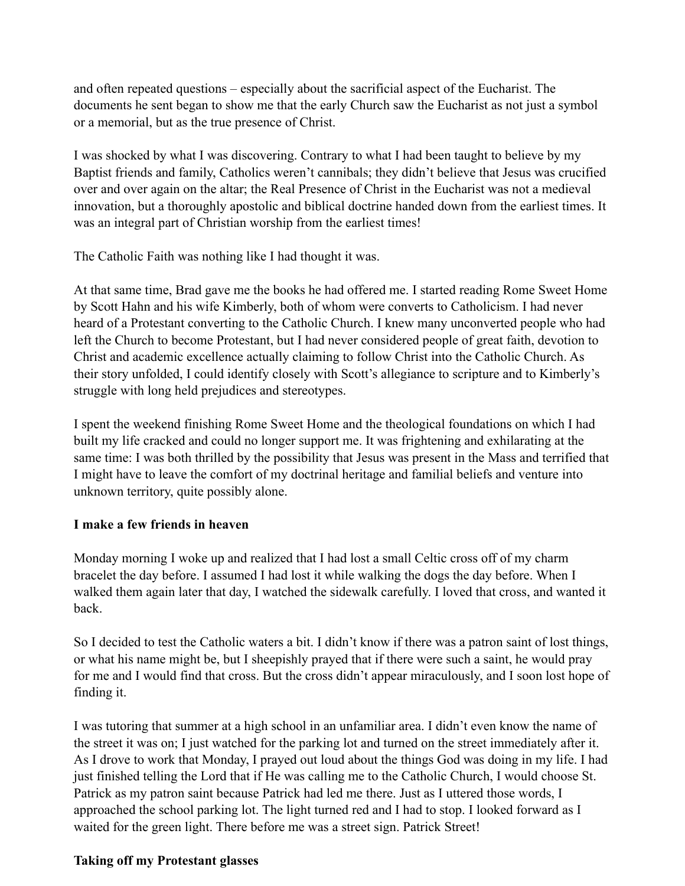and often repeated questions – especially about the sacrificial aspect of the Eucharist. The documents he sent began to show me that the early Church saw the Eucharist as not just a symbol or a memorial, but as the true presence of Christ.

I was shocked by what I was discovering. Contrary to what I had been taught to believe by my Baptist friends and family, Catholics weren't cannibals; they didn't believe that Jesus was crucified over and over again on the altar; the Real Presence of Christ in the Eucharist was not a medieval innovation, but a thoroughly apostolic and biblical doctrine handed down from the earliest times. It was an integral part of Christian worship from the earliest times!

The Catholic Faith was nothing like I had thought it was.

At that same time, Brad gave me the books he had offered me. I started reading Rome Sweet Home by Scott Hahn and his wife Kimberly, both of whom were converts to Catholicism. I had never heard of a Protestant converting to the Catholic Church. I knew many unconverted people who had left the Church to become Protestant, but I had never considered people of great faith, devotion to Christ and academic excellence actually claiming to follow Christ into the Catholic Church. As their story unfolded, I could identify closely with Scott's allegiance to scripture and to Kimberly's struggle with long held prejudices and stereotypes.

I spent the weekend finishing Rome Sweet Home and the theological foundations on which I had built my life cracked and could no longer support me. It was frightening and exhilarating at the same time: I was both thrilled by the possibility that Jesus was present in the Mass and terrified that I might have to leave the comfort of my doctrinal heritage and familial beliefs and venture into unknown territory, quite possibly alone.

**I make a few friends in heaven**

Monday morning I woke up and realized that I had lost a small Celtic cross off of my charm bracelet the day before. I assumed I had lost it while walking the dogs the day before. When I walked them again later that day, I watched the sidewalk carefully. I loved that cross, and wanted it back.

So I decided to test the Catholic waters a bit. I didn't know if there was a patron saint of lost things, or what his name might be, but I sheepishly prayed that if there were such a saint, he would pray for me and I would find that cross. But the cross didn't appear miraculously, and I soon lost hope of finding it.

I was tutoring that summer at a high school in an unfamiliar area. I didn't even know the name of the street it was on; I just watched for the parking lot and turned on the street immediately after it. As I drove to work that Monday, I prayed out loud about the things God was doing in my life. I had just finished telling the Lord that if He was calling me to the Catholic Church, I would choose St. Patrick as my patron saint because Patrick had led me there. Just as I uttered those words, I approached the school parking lot. The light turned red and I had to stop. I looked forward as I waited for the green light. There before me was a street sign. Patrick Street!

**Taking off my Protestant glasses**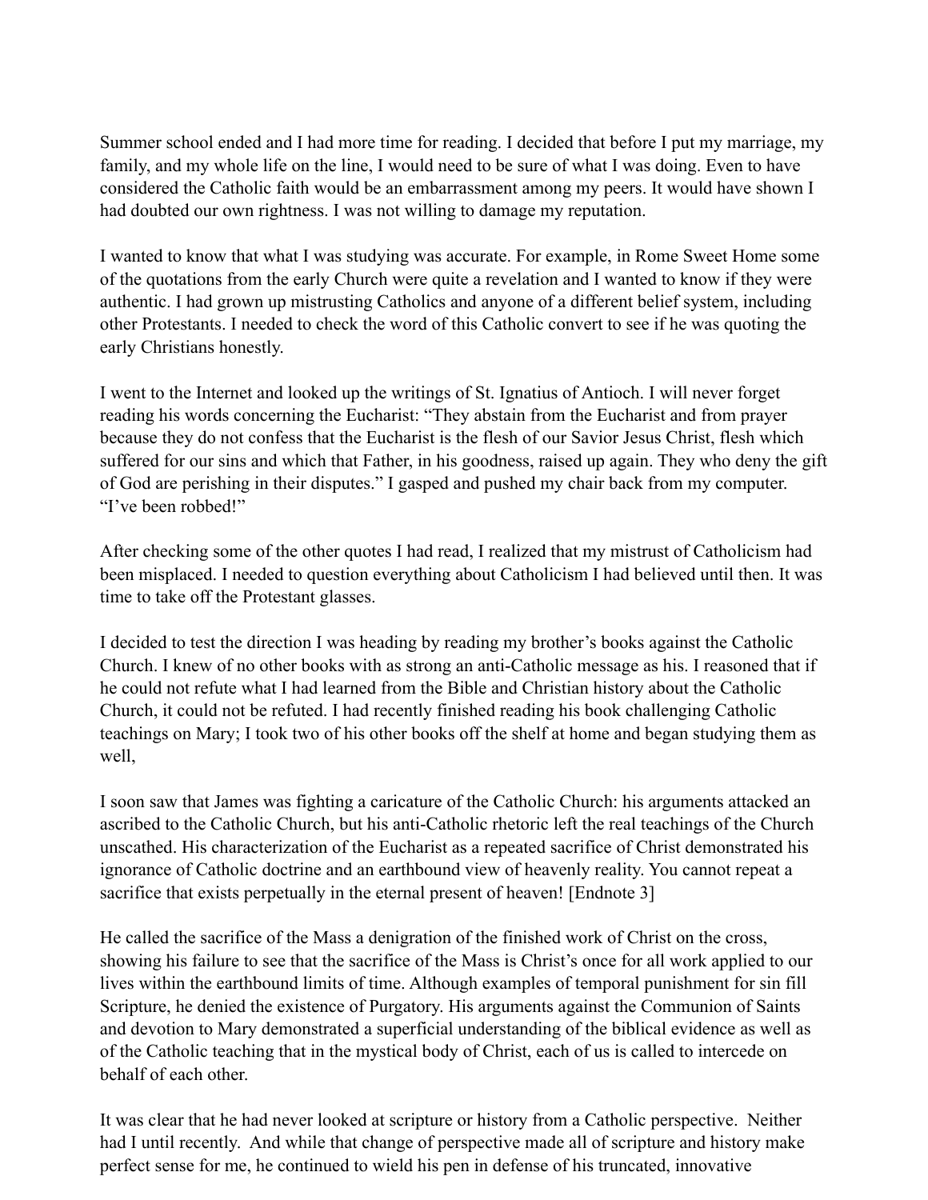Summer school ended and I had more time for reading. I decided that before I put my marriage, my family, and my whole life on the line, I would need to be sure of what I was doing. Even to have considered the Catholic faith would be an embarrassment among my peers. It would have shown I had doubted our own rightness. I was not willing to damage my reputation.

I wanted to know that what I was studying was accurate. For example, in Rome Sweet Home some of the quotations from the early Church were quite a revelation and I wanted to know if they were authentic. I had grown up mistrusting Catholics and anyone of a different belief system, including other Protestants. I needed to check the word of this Catholic convert to see if he was quoting the early Christians honestly.

I went to the Internet and looked up the writings of St. Ignatius of Antioch. I will never forget reading his words concerning the Eucharist: "They abstain from the Eucharist and from prayer because they do not confess that the Eucharist is the flesh of our Savior Jesus Christ, flesh which suffered for our sins and which that Father, in his goodness, raised up again. They who deny the gift of God are perishing in their disputes." I gasped and pushed my chair back from my computer. "I've been robbed!"

After checking some of the other quotes I had read, I realized that my mistrust of Catholicism had been misplaced. I needed to question everything about Catholicism I had believed until then. It was time to take off the Protestant glasses.

I decided to test the direction I was heading by reading my brother's books against the Catholic Church. I knew of no other books with as strong an anti-Catholic message as his. I reasoned that if he could not refute what I had learned from the Bible and Christian history about the Catholic Church, it could not be refuted. I had recently finished reading his book challenging Catholic teachings on Mary; I took two of his other books off the shelf at home and began studying them as well,

I soon saw that James was fighting a caricature of the Catholic Church: his arguments attacked an ascribed to the Catholic Church, but his anti-Catholic rhetoric left the real teachings of the Church unscathed. His characterization of the Eucharist as a repeated sacrifice of Christ demonstrated his ignorance of Catholic doctrine and an earthbound view of heavenly reality. You cannot repeat a sacrifice that exists perpetually in the eternal present of heaven! [Endnote 3]

He called the sacrifice of the Mass a denigration of the finished work of Christ on the cross, showing his failure to see that the sacrifice of the Mass is Christ's once for all work applied to our lives within the earthbound limits of time. Although examples of temporal punishment for sin fill Scripture, he denied the existence of Purgatory. His arguments against the Communion of Saints and devotion to Mary demonstrated a superficial understanding of the biblical evidence as well as of the Catholic teaching that in the mystical body of Christ, each of us is called to intercede on behalf of each other.

It was clear that he had never looked at scripture or history from a Catholic perspective. Neither had I until recently. And while that change of perspective made all of scripture and history make perfect sense for me, he continued to wield his pen in defense of his truncated, innovative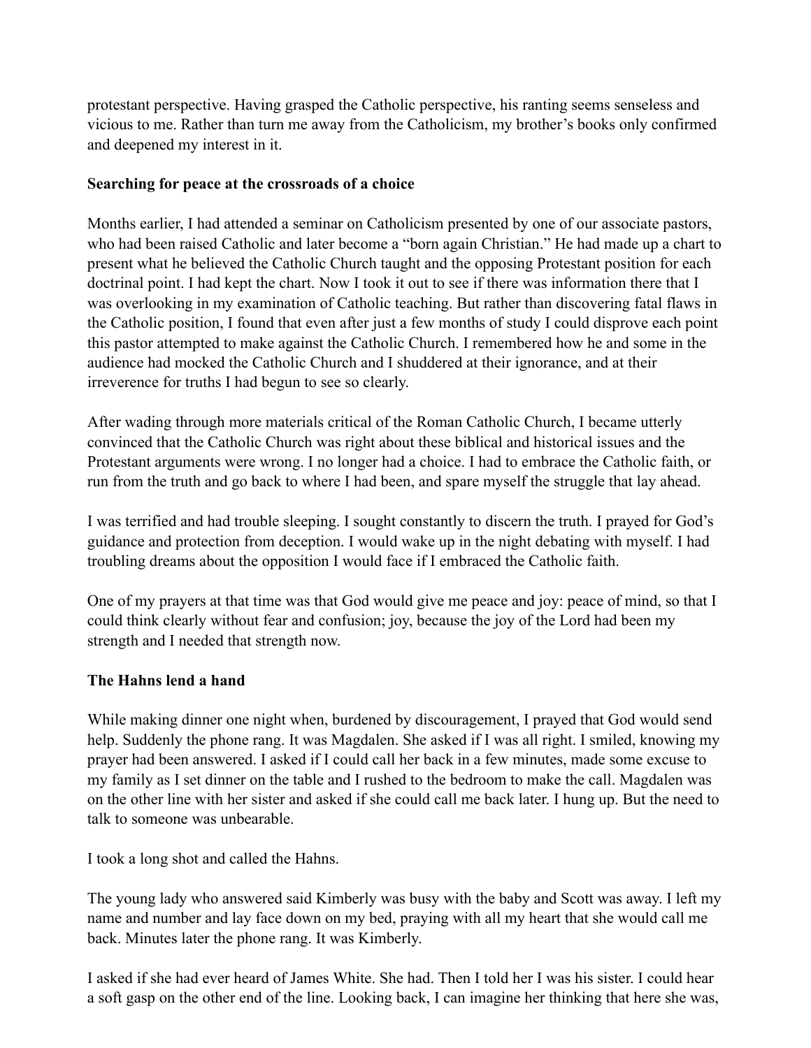protestant perspective. Having grasped the Catholic perspective, his ranting seems senseless and vicious to me. Rather than turn me away from the Catholicism, my brother's books only confirmed and deepened my interest in it.

**Searching for peace at the crossroads of a choice**

Months earlier, I had attended a seminar on Catholicism presented by one of our associate pastors, who had been raised Catholic and later become a "born again Christian." He had made up a chart to present what he believed the Catholic Church taught and the opposing Protestant position for each doctrinal point. I had kept the chart. Now I took it out to see if there was information there that I was overlooking in my examination of Catholic teaching. But rather than discovering fatal flaws in the Catholic position, I found that even after just a few months of study I could disprove each point this pastor attempted to make against the Catholic Church. I remembered how he and some in the audience had mocked the Catholic Church and I shuddered at their ignorance, and at their irreverence for truths I had begun to see so clearly.

After wading through more materials critical of the Roman Catholic Church, I became utterly convinced that the Catholic Church was right about these biblical and historical issues and the Protestant arguments were wrong. I no longer had a choice. I had to embrace the Catholic faith, or run from the truth and go back to where I had been, and spare myself the struggle that lay ahead.

I was terrified and had trouble sleeping. I sought constantly to discern the truth. I prayed for God's guidance and protection from deception. I would wake up in the night debating with myself. I had troubling dreams about the opposition I would face if I embraced the Catholic faith.

One of my prayers at that time was that God would give me peace and joy: peace of mind, so that I could think clearly without fear and confusion; joy, because the joy of the Lord had been my strength and I needed that strength now.

**The Hahns lend a hand**

While making dinner one night when, burdened by discouragement, I prayed that God would send help. Suddenly the phone rang. It was Magdalen. She asked if I was all right. I smiled, knowing my prayer had been answered. I asked if I could call her back in a few minutes, made some excuse to my family as I set dinner on the table and I rushed to the bedroom to make the call. Magdalen was on the other line with her sister and asked if she could call me back later. I hung up. But the need to talk to someone was unbearable.

I took a long shot and called the Hahns.

The young lady who answered said Kimberly was busy with the baby and Scott was away. I left my name and number and lay face down on my bed, praying with all my heart that she would call me back. Minutes later the phone rang. It was Kimberly.

I asked if she had ever heard of James White. She had. Then I told her I was his sister. I could hear a soft gasp on the other end of the line. Looking back, I can imagine her thinking that here she was,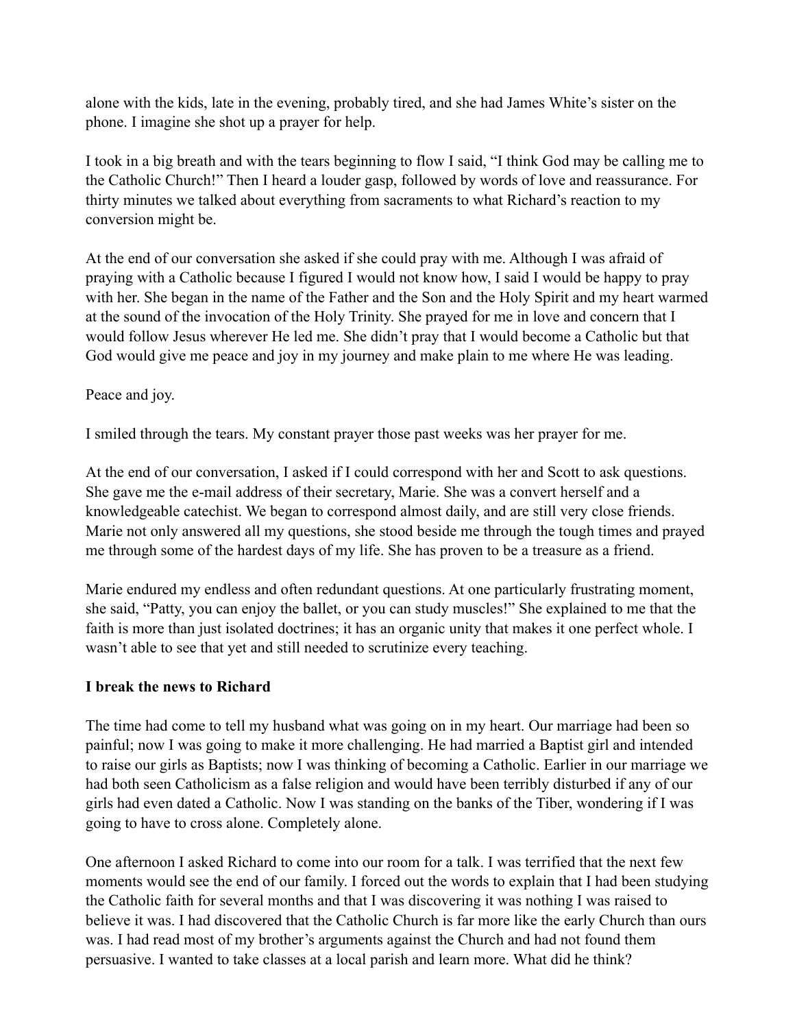alone with the kids, late in the evening, probably tired, and she had James White's sister on the phone. I imagine she shot up a prayer for help.

I took in a big breath and with the tears beginning to flow I said, "I think God may be calling me to the Catholic Church!" Then I heard a louder gasp, followed by words of love and reassurance. For thirty minutes we talked about everything from sacraments to what Richard's reaction to my conversion might be.

At the end of our conversation she asked if she could pray with me. Although I was afraid of praying with a Catholic because I figured I would not know how, I said I would be happy to pray with her. She began in the name of the Father and the Son and the Holy Spirit and my heart warmed at the sound of the invocation of the Holy Trinity. She prayed for me in love and concern that I would follow Jesus wherever He led me. She didn't pray that I would become a Catholic but that God would give me peace and joy in my journey and make plain to me where He was leading.

Peace and joy.

I smiled through the tears. My constant prayer those past weeks was her prayer for me.

At the end of our conversation, I asked if I could correspond with her and Scott to ask questions. She gave me the e-mail address of their secretary, Marie. She was a convert herself and a knowledgeable catechist. We began to correspond almost daily, and are still very close friends. Marie not only answered all my questions, she stood beside me through the tough times and prayed me through some of the hardest days of my life. She has proven to be a treasure as a friend.

Marie endured my endless and often redundant questions. At one particularly frustrating moment, she said, "Patty, you can enjoy the ballet, or you can study muscles!" She explained to me that the faith is more than just isolated doctrines; it has an organic unity that makes it one perfect whole. I wasn't able to see that yet and still needed to scrutinize every teaching.

### I break the news to Richard

The time had come to tell my husband what was going on in my heart. Our marriage had been so painful; now I was going to make it more challenging. He had married a Baptist girl and intended to raise our girls as Baptists; now I was thinking of becoming a Catholic. Earlier in our marriage we had both seen Catholicism as a false religion and would have been terribly disturbed if any of our girls had even dated a Catholic. Now I was standing on the banks of the Tiber, wondering if I was going to have to cross alone. Completely alone.

One afternoon I asked Richard to come into our room for a talk. I was terrified that the next few moments would see the end of our family. I forced out the words to explain that I had been studying the Catholic faith for several months and that I was discovering it was nothing I was raised to believe it was. I had discovered that the Catholic Church is far more like the early Church than ours was. I had read most of my brother's arguments against the Church and had not found them persuasive. I wanted to take classes at a local parish and learn more. What did he think?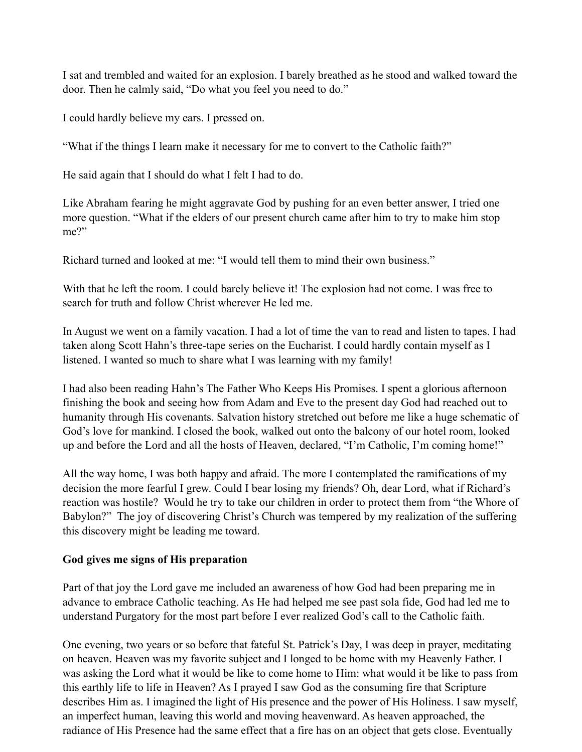I sat and trembled and waited for an explosion. I barely breathed as he stood and walked toward the door. Then he calmly said, “Do what you feel you need to do.”

I could hardly believe my ears. I pressed on.

“What if the things I learn make it necessary for me to convert to the Catholic faith?”

He said again that I should do what I felt I had to do.

Like Abraham fearing he might aggravate God by pushing for an even better answer, I tried one more question. “What if the elders of our present church came after him to try to make him stop me?”

Richard turned and looked at me: “I would tell them to mind their own business.”

With that he left the room. I could barely believe it! The explosion had not come. I was free to search for truth and follow Christ wherever He led me.

In August we went on a family vacation. I had a lot of time the van to read and listen to tapes. I had taken along Scott Hahn’s three-tape series on the Eucharist. I could hardly contain myself as I listened. I wanted so much to share what I was learning with my family!

I had also been reading Hahn’s The Father Who Keeps His Promises. I spent a glorious afternoon finishing the book and seeing how from Adam and Eve to the present day God had reached out to humanity through His covenants. Salvation history stretched out before me like a huge schematic of God’s love for mankind. I closed the book, walked out onto the balcony of our hotel room, looked up and before the Lord and all the hosts of Heaven, declared, “I’m Catholic, I’m coming home!”

All the way home, I was both happy and afraid. The more I contemplated the ramifications of my decision the more fearful I grew. Could I bear losing my friends? Oh, dear Lord, what if Richard’s reaction was hostile? Would he try to take our children in order to protect them from “the Whore of Babylon?” The joy of discovering Christ’s Church was tempered by my realization of the suffering this discovery might be leading me toward.

**God gives me signs of His preparation**

Part of that joy the Lord gave me included an awareness of how God had been preparing me in advance to embrace Catholic teaching. As He had helped me see past sola fide, God had led me to understand Purgatory for the most part before I ever realized God’s call to the Catholic faith.

One evening, two years or so before that fateful St. Patrick’s Day, I was deep in prayer, meditating on heaven. Heaven was my favorite subject and I longed to be home with my Heavenly Father. I was asking the Lord what it would be like to come home to Him: what would it be like to pass from this earthly life to life in Heaven? As I prayed I saw God as the consuming fire that Scripture describes Him as. I imagined the light of His presence and the power of His Holiness. I saw myself, an imperfect human, leaving this world and moving heavenward. As heaven approached, the radiance of His Presence had the same effect that a fire has on an object that gets close. Eventually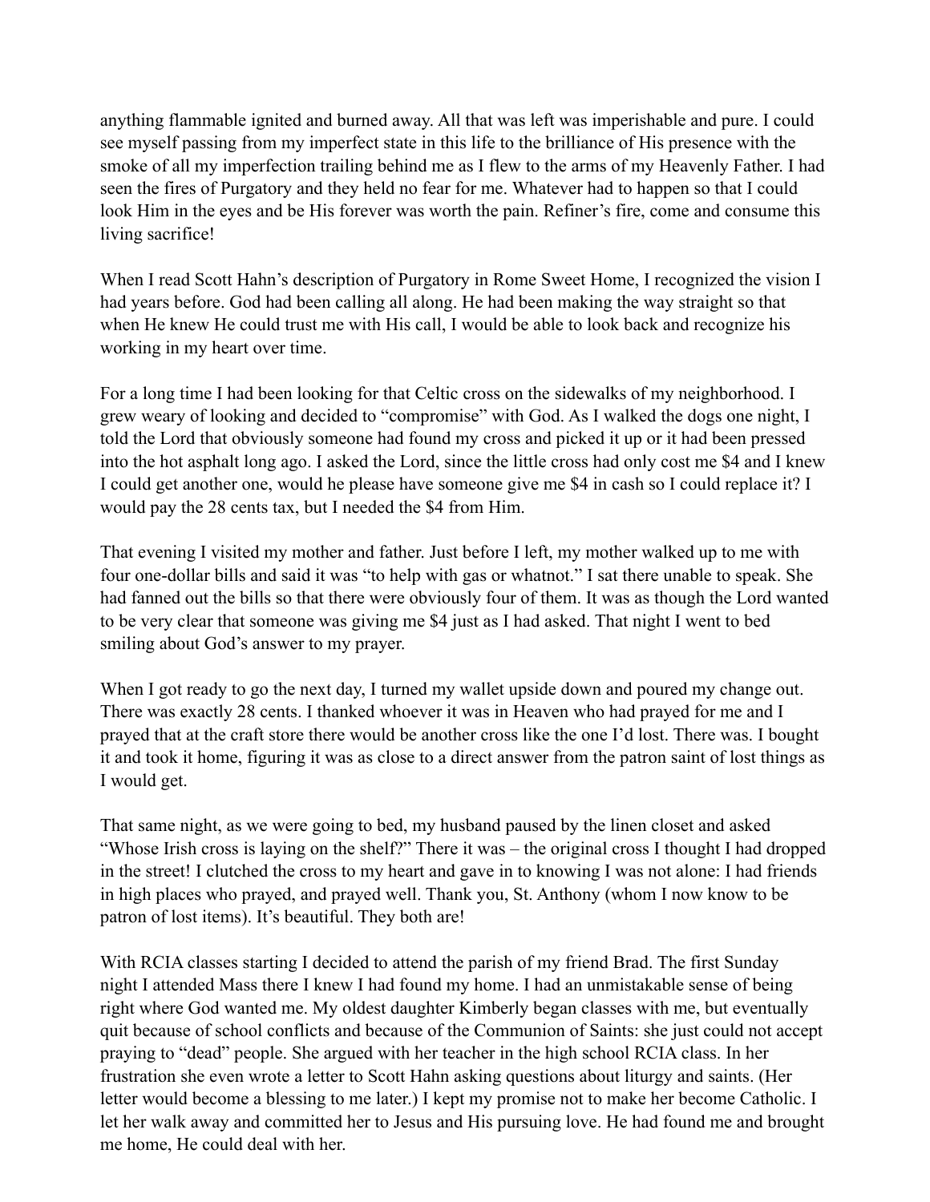anything flammable ignited and burned away. All that was left was imperishable and pure. I could see myself passing from my imperfect state in this life to the brilliance of His presence with the smoke of all my imperfection trailing behind me as I flew to the arms of my Heavenly Father. I had seen the fires of Purgatory and they held no fear for me. Whatever had to happen so that I could look Him in the eyes and be His forever was worth the pain. Refiner's fire, come and consume this living sacrifice!

When I read Scott Hahn's description of Purgatory in Rome Sweet Home, I recognized the vision I had years before. God had been calling all along. He had been making the way straight so that when He knew He could trust me with His call, I would be able to look back and recognize his working in my heart over time.

For a long time I had been looking for that Celtic cross on the sidewalks of my neighborhood. I grew weary of looking and decided to "compromise" with God. As I walked the dogs one night, I told the Lord that obviously someone had found my cross and picked it up or it had been pressed into the hot asphalt long ago. I asked the Lord, since the little cross had only cost me $4 and I knew I could get another one, would he please have someone give me $4 in cash so I could replace it? I would pay the 28 cents tax, but I needed the $4 from Him.

That evening I visited my mother and father. Just before I left, my mother walked up to me with four one-dollar bills and said it was "to help with gas or whatnot." I sat there unable to speak. She had fanned out the bills so that there were obviously four of them. It was as though the Lord wanted to be very clear that someone was giving me $4 just as I had asked. That night I went to bed smiling about God's answer to my prayer.

When I got ready to go the next day, I turned my wallet upside down and poured my change out. There was exactly 28 cents. I thanked whoever it was in Heaven who had prayed for me and I prayed that at the craft store there would be another cross like the one I'd lost. There was. I bought it and took it home, figuring it was as close to a direct answer from the patron saint of lost things as I would get.

That same night, as we were going to bed, my husband paused by the linen closet and asked "Whose Irish cross is laying on the shelf?" There it was – the original cross I thought I had dropped in the street! I clutched the cross to my heart and gave in to knowing I was not alone: I had friends in high places who prayed, and prayed well. Thank you, St. Anthony (whom I now know to be patron of lost items). It's beautiful. They both are!

With RCIA classes starting I decided to attend the parish of my friend Brad. The first Sunday night I attended Mass there I knew I had found my home. I had an unmistakable sense of being right where God wanted me. My oldest daughter Kimberly began classes with me, but eventually quit because of school conflicts and because of the Communion of Saints: she just could not accept praying to "dead" people. She argued with her teacher in the high school RCIA class. In her frustration she even wrote a letter to Scott Hahn asking questions about liturgy and saints. (Her letter would become a blessing to me later.) I kept my promise not to make her become Catholic. I let her walk away and committed her to Jesus and His pursuing love. He had found me and brought me home, He could deal with her.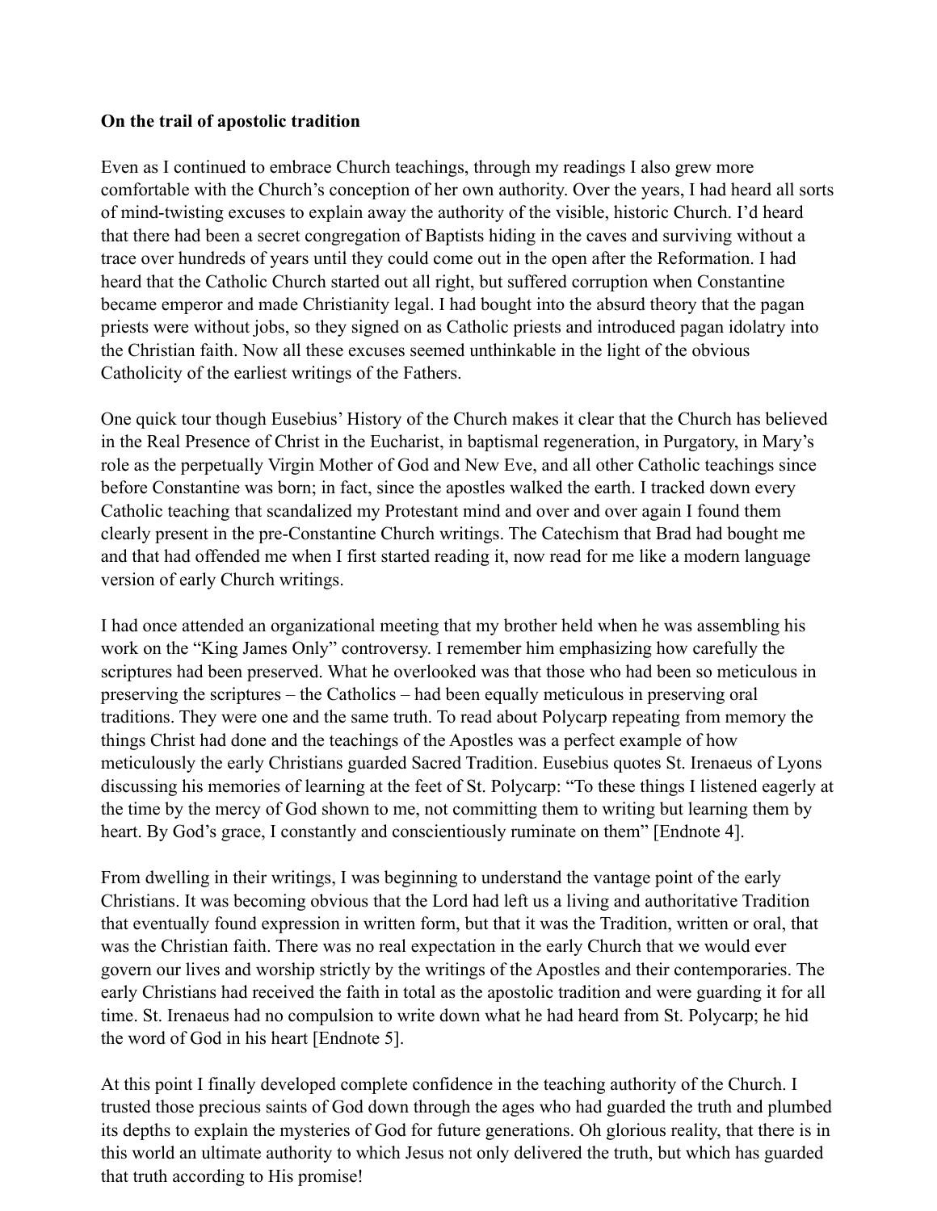**On the trail of apostolic tradition**

Even as I continued to embrace Church teachings, through my readings I also grew more comfortable with the Church's conception of her own authority. Over the years, I had heard all sorts of mind-twisting excuses to explain away the authority of the visible, historic Church. I'd heard that there had been a secret congregation of Baptists hiding in the caves and surviving without a trace over hundreds of years until they could come out in the open after the Reformation. I had heard that the Catholic Church started out all right, but suffered corruption when Constantine became emperor and made Christianity legal. I had bought into the absurd theory that the pagan priests were without jobs, so they signed on as Catholic priests and introduced pagan idolatry into the Christian faith. Now all these excuses seemed unthinkable in the light of the obvious Catholicity of the earliest writings of the Fathers.

One quick tour though Eusebius' History of the Church makes it clear that the Church has believed in the Real Presence of Christ in the Eucharist, in baptismal regeneration, in Purgatory, in Mary's role as the perpetually Virgin Mother of God and New Eve, and all other Catholic teachings since before Constantine was born; in fact, since the apostles walked the earth. I tracked down every Catholic teaching that scandalized my Protestant mind and over and over again I found them clearly present in the pre-Constantine Church writings. The Catechism that Brad had bought me and that had offended me when I first started reading it, now read for me like a modern language version of early Church writings.

I had once attended an organizational meeting that my brother held when he was assembling his work on the "King James Only" controversy. I remember him emphasizing how carefully the scriptures had been preserved. What he overlooked was that those who had been so meticulous in preserving the scriptures – the Catholics – had been equally meticulous in preserving oral traditions. They were one and the same truth. To read about Polycarp repeating from memory the things Christ had done and the teachings of the Apostles was a perfect example of how meticulously the early Christians guarded Sacred Tradition. Eusebius quotes St. Irenaeus of Lyons discussing his memories of learning at the feet of St. Polycarp: "To these things I listened eagerly at the time by the mercy of God shown to me, not committing them to writing but learning them by heart. By God's grace, I constantly and conscientiously ruminate on them" [Endnote 4].

From dwelling in their writings, I was beginning to understand the vantage point of the early Christians. It was becoming obvious that the Lord had left us a living and authoritative Tradition that eventually found expression in written form, but that it was the Tradition, written or oral, that was the Christian faith. There was no real expectation in the early Church that we would ever govern our lives and worship strictly by the writings of the Apostles and their contemporaries. The early Christians had received the faith in total as the apostolic tradition and were guarding it for all time. St. Irenaeus had no compulsion to write down what he had heard from St. Polycarp; he hid the word of God in his heart [Endnote 5].

At this point I finally developed complete confidence in the teaching authority of the Church. I trusted those precious saints of God down through the ages who had guarded the truth and plumbed its depths to explain the mysteries of God for future generations. Oh glorious reality, that there is in this world an ultimate authority to which Jesus not only delivered the truth, but which has guarded that truth according to His promise!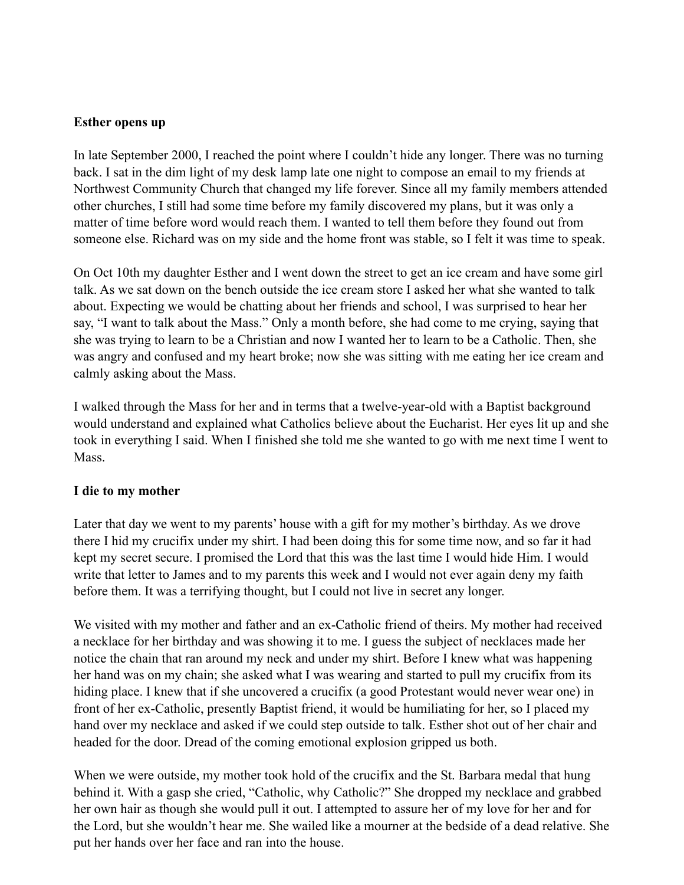**Esther opens up**

In late September 2000, I reached the point where I couldn't hide any longer. There was no turning back. I sat in the dim light of my desk lamp late one night to compose an email to my friends at Northwest Community Church that changed my life forever. Since all my family members attended other churches, I still had some time before my family discovered my plans, but it was only a matter of time before word would reach them. I wanted to tell them before they found out from someone else. Richard was on my side and the home front was stable, so I felt it was time to speak.

On Oct 10th my daughter Esther and I went down the street to get an ice cream and have some girl talk. As we sat down on the bench outside the ice cream store I asked her what she wanted to talk about. Expecting we would be chatting about her friends and school, I was surprised to hear her say, "I want to talk about the Mass." Only a month before, she had come to me crying, saying that she was trying to learn to be a Christian and now I wanted her to learn to be a Catholic. Then, she was angry and confused and my heart broke; now she was sitting with me eating her ice cream and calmly asking about the Mass.

I walked through the Mass for her and in terms that a twelve-year-old with a Baptist background would understand and explained what Catholics believe about the Eucharist. Her eyes lit up and she took in everything I said. When I finished she told me she wanted to go with me next time I went to Mass.

**I die to my mother**

Later that day we went to my parents' house with a gift for my mother's birthday. As we drove there I hid my crucifix under my shirt. I had been doing this for some time now, and so far it had kept my secret secure. I promised the Lord that this was the last time I would hide Him. I would write that letter to James and to my parents this week and I would not ever again deny my faith before them. It was a terrifying thought, but I could not live in secret any longer.

We visited with my mother and father and an ex-Catholic friend of theirs. My mother had received a necklace for her birthday and was showing it to me. I guess the subject of necklaces made her notice the chain that ran around my neck and under my shirt. Before I knew what was happening her hand was on my chain; she asked what I was wearing and started to pull my crucifix from its hiding place. I knew that if she uncovered a crucifix (a good Protestant would never wear one) in front of her ex-Catholic, presently Baptist friend, it would be humiliating for her, so I placed my hand over my necklace and asked if we could step outside to talk. Esther shot out of her chair and headed for the door. Dread of the coming emotional explosion gripped us both.

When we were outside, my mother took hold of the crucifix and the St. Barbara medal that hung behind it. With a gasp she cried, "Catholic, why Catholic?" She dropped my necklace and grabbed her own hair as though she would pull it out. I attempted to assure her of my love for her and for the Lord, but she wouldn't hear me. She wailed like a mourner at the bedside of a dead relative. She put her hands over her face and ran into the house.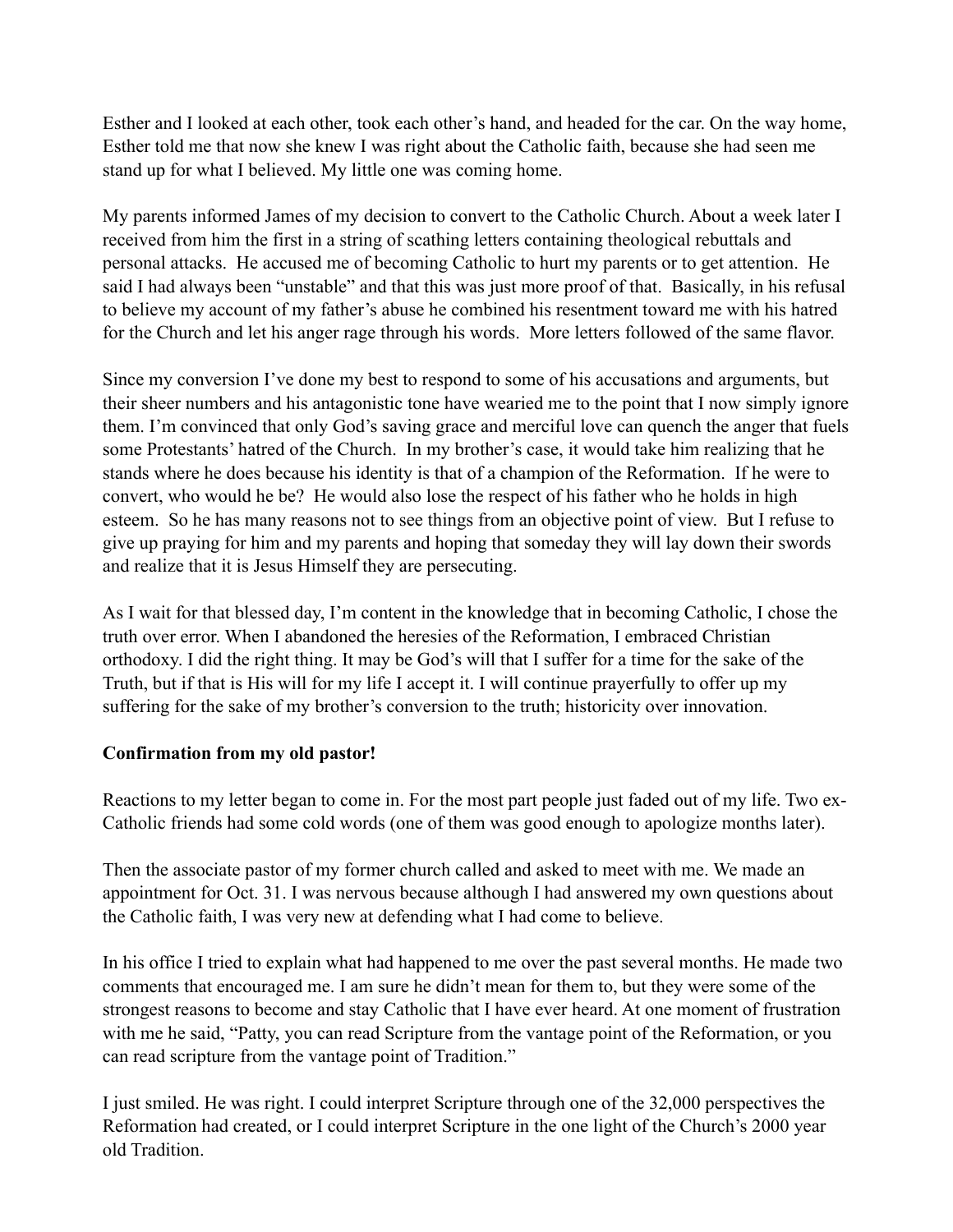Esther and I looked at each other, took each other's hand, and headed for the car. On the way home, Esther told me that now she knew I was right about the Catholic faith, because she had seen me stand up for what I believed. My little one was coming home.

My parents informed James of my decision to convert to the Catholic Church. About a week later I received from him the first in a string of scathing letters containing theological rebuttals and personal attacks. He accused me of becoming Catholic to hurt my parents or to get attention. He said I had always been "unstable" and that this was just more proof of that. Basically, in his refusal to believe my account of my father's abuse he combined his resentment toward me with his hatred for the Church and let his anger rage through his words. More letters followed of the same flavor.

Since my conversion I've done my best to respond to some of his accusations and arguments, but their sheer numbers and his antagonistic tone have wearied me to the point that I now simply ignore them. I'm convinced that only God's saving grace and merciful love can quench the anger that fuels some Protestants' hatred of the Church. In my brother's case, it would take him realizing that he stands where he does because his identity is that of a champion of the Reformation. If he were to convert, who would he be? He would also lose the respect of his father who he holds in high esteem. So he has many reasons not to see things from an objective point of view. But I refuse to give up praying for him and my parents and hoping that someday they will lay down their swords and realize that it is Jesus Himself they are persecuting.

As I wait for that blessed day, I'm content in the knowledge that in becoming Catholic, I chose the truth over error. When I abandoned the heresies of the Reformation, I embraced Christian orthodoxy. I did the right thing. It may be God's will that I suffer for a time for the sake of the Truth, but if that is His will for my life I accept it. I will continue prayerfully to offer up my suffering for the sake of my brother's conversion to the truth; historicity over innovation.

**Confirmation from my old pastor!**

Reactions to my letter began to come in. For the most part people just faded out of my life. Two ex-Catholic friends had some cold words (one of them was good enough to apologize months later).

Then the associate pastor of my former church called and asked to meet with me. We made an appointment for Oct. 31. I was nervous because although I had answered my own questions about the Catholic faith, I was very new at defending what I had come to believe.

In his office I tried to explain what had happened to me over the past several months. He made two comments that encouraged me. I am sure he didn't mean for them to, but they were some of the strongest reasons to become and stay Catholic that I have ever heard. At one moment of frustration with me he said, "Patty, you can read Scripture from the vantage point of the Reformation, or you can read scripture from the vantage point of Tradition."

I just smiled. He was right. I could interpret Scripture through one of the 32,000 perspectives the Reformation had created, or I could interpret Scripture in the one light of the Church's 2000 year old Tradition.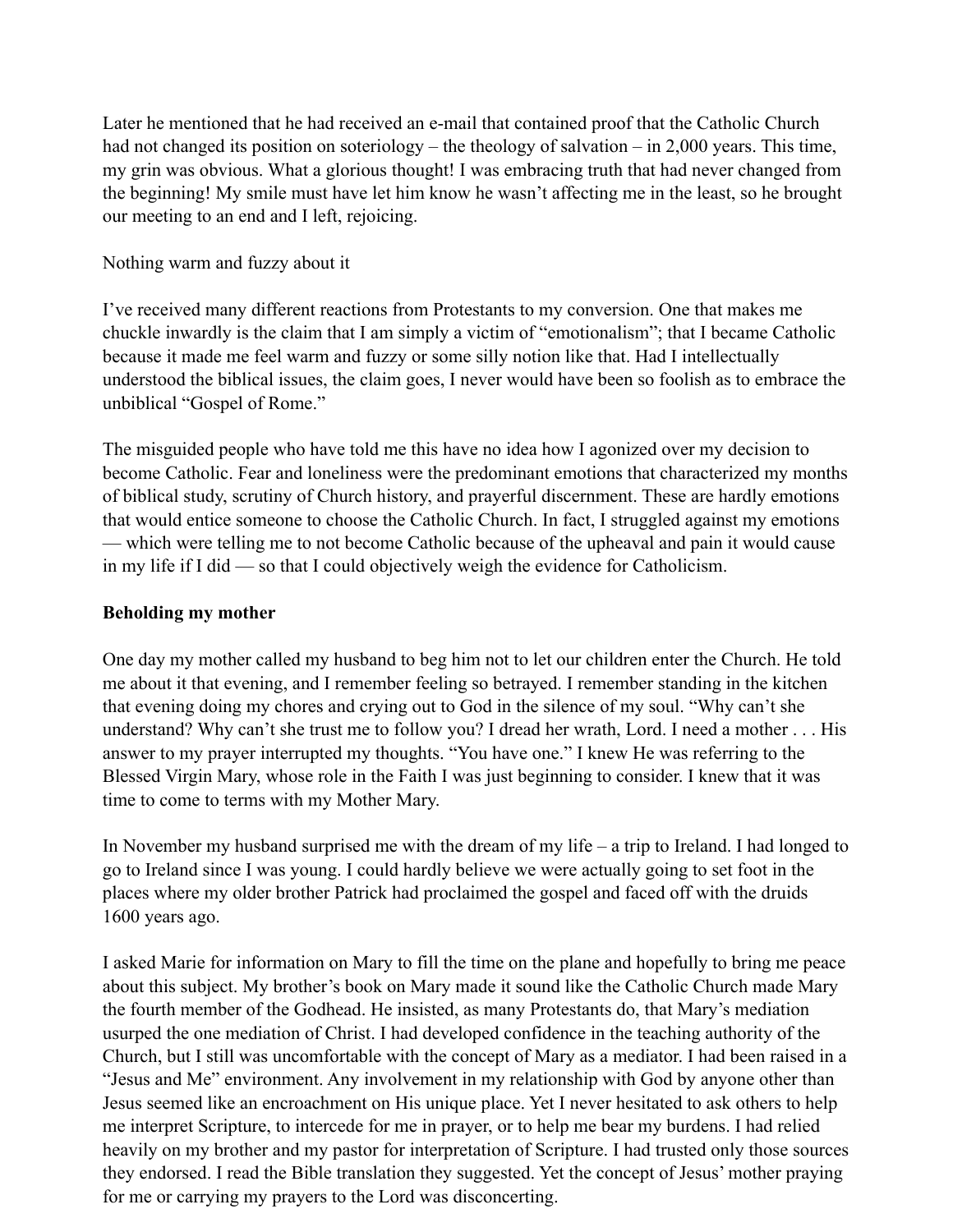Later he mentioned that he had received an e-mail that contained proof that the Catholic Church had not changed its position on soteriology – the theology of salvation – in 2,000 years. This time, my grin was obvious. What a glorious thought! I was embracing truth that had never changed from the beginning! My smile must have let him know he wasn't affecting me in the least, so he brought our meeting to an end and I left, rejoicing.

Nothing warm and fuzzy about it

I've received many different reactions from Protestants to my conversion. One that makes me chuckle inwardly is the claim that I am simply a victim of "emotionalism"; that I became Catholic because it made me feel warm and fuzzy or some silly notion like that. Had I intellectually understood the biblical issues, the claim goes, I never would have been so foolish as to embrace the unbiblical "Gospel of Rome."

The misguided people who have told me this have no idea how I agonized over my decision to become Catholic. Fear and loneliness were the predominant emotions that characterized my months of biblical study, scrutiny of Church history, and prayerful discernment. These are hardly emotions that would entice someone to choose the Catholic Church. In fact, I struggled against my emotions — which were telling me to not become Catholic because of the upheaval and pain it would cause in my life if I did — so that I could objectively weigh the evidence for Catholicism.

**Beholding my mother**

One day my mother called my husband to beg him not to let our children enter the Church. He told me about it that evening, and I remember feeling so betrayed. I remember standing in the kitchen that evening doing my chores and crying out to God in the silence of my soul. "Why can't she understand? Why can't she trust me to follow you? I dread her wrath, Lord. I need a mother . . . His answer to my prayer interrupted my thoughts. "You have one." I knew He was referring to the Blessed Virgin Mary, whose role in the Faith I was just beginning to consider. I knew that it was time to come to terms with my Mother Mary.

In November my husband surprised me with the dream of my life – a trip to Ireland. I had longed to go to Ireland since I was young. I could hardly believe we were actually going to set foot in the places where my older brother Patrick had proclaimed the gospel and faced off with the druids 1600 years ago.

I asked Marie for information on Mary to fill the time on the plane and hopefully to bring me peace about this subject. My brother's book on Mary made it sound like the Catholic Church made Mary the fourth member of the Godhead. He insisted, as many Protestants do, that Mary's mediation usurped the one mediation of Christ. I had developed confidence in the teaching authority of the Church, but I still was uncomfortable with the concept of Mary as a mediator. I had been raised in a "Jesus and Me" environment. Any involvement in my relationship with God by anyone other than Jesus seemed like an encroachment on His unique place. Yet I never hesitated to ask others to help me interpret Scripture, to intercede for me in prayer, or to help me bear my burdens. I had relied heavily on my brother and my pastor for interpretation of Scripture. I had trusted only those sources they endorsed. I read the Bible translation they suggested. Yet the concept of Jesus' mother praying for me or carrying my prayers to the Lord was disconcerting.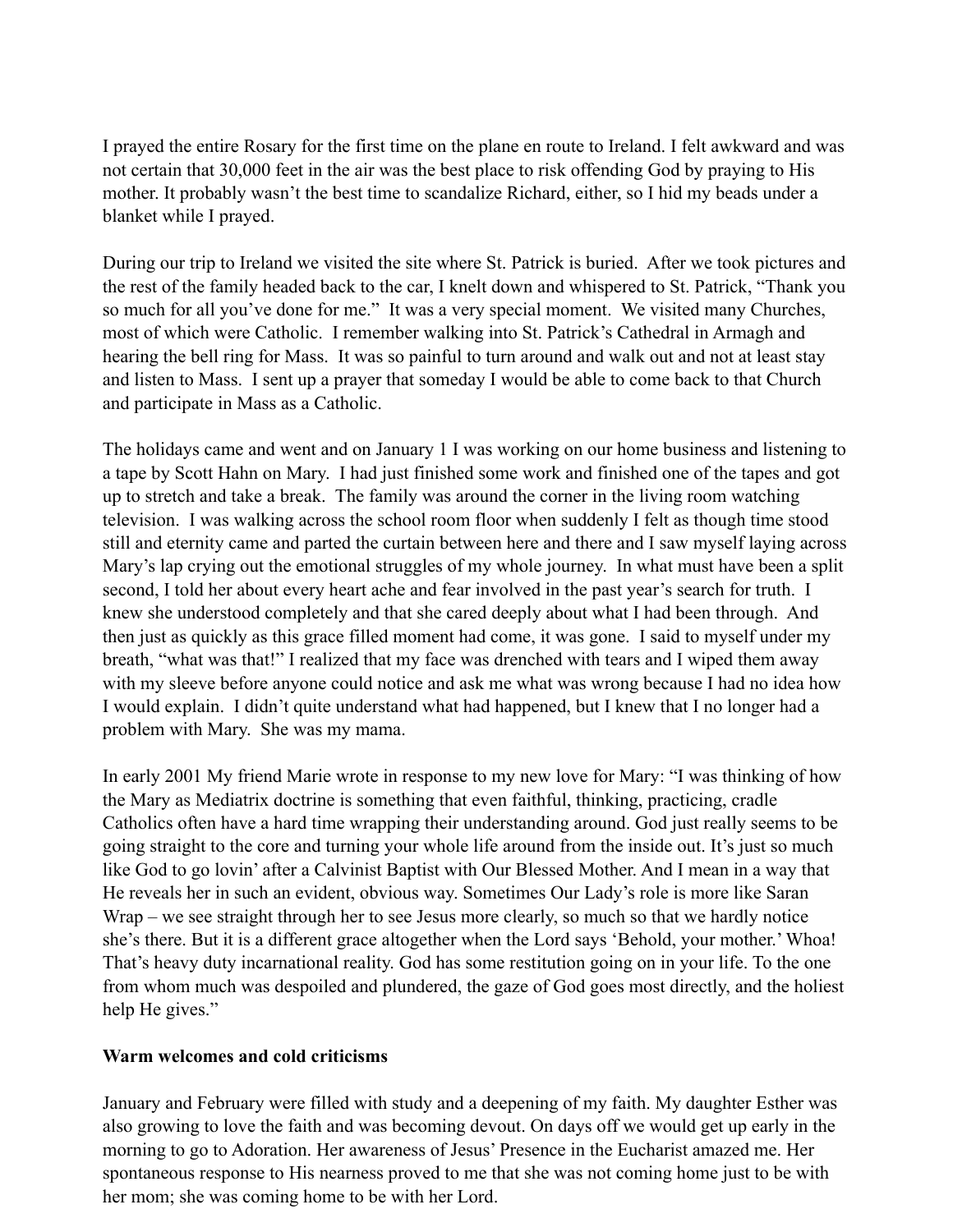I prayed the entire Rosary for the first time on the plane en route to Ireland. I felt awkward and was not certain that 30,000 feet in the air was the best place to risk offending God by praying to His mother. It probably wasn't the best time to scandalize Richard, either, so I hid my beads under a blanket while I prayed.

During our trip to Ireland we visited the site where St. Patrick is buried. After we took pictures and the rest of the family headed back to the car, I knelt down and whispered to St. Patrick, "Thank you so much for all you've done for me." It was a very special moment. We visited many Churches, most of which were Catholic. I remember walking into St. Patrick's Cathedral in Armagh and hearing the bell ring for Mass. It was so painful to turn around and walk out and not at least stay and listen to Mass. I sent up a prayer that someday I would be able to come back to that Church and participate in Mass as a Catholic.

The holidays came and went and on January 1 I was working on our home business and listening to a tape by Scott Hahn on Mary. I had just finished some work and finished one of the tapes and got up to stretch and take a break. The family was around the corner in the living room watching television. I was walking across the school room floor when suddenly I felt as though time stood still and eternity came and parted the curtain between here and there and I saw myself laying across Mary's lap crying out the emotional struggles of my whole journey. In what must have been a split second, I told her about every heart ache and fear involved in the past year's search for truth. I knew she understood completely and that she cared deeply about what I had been through. And then just as quickly as this grace filled moment had come, it was gone. I said to myself under my breath, "what was that!" I realized that my face was drenched with tears and I wiped them away with my sleeve before anyone could notice and ask me what was wrong because I had no idea how I would explain. I didn't quite understand what had happened, but I knew that I no longer had a problem with Mary. She was my mama.

In early 2001 My friend Marie wrote in response to my new love for Mary: "I was thinking of how the Mary as Mediatrix doctrine is something that even faithful, thinking, practicing, cradle Catholics often have a hard time wrapping their understanding around. God just really seems to be going straight to the core and turning your whole life around from the inside out. It's just so much like God to go lovin' after a Calvinist Baptist with Our Blessed Mother. And I mean in a way that He reveals her in such an evident, obvious way. Sometimes Our Lady's role is more like Saran Wrap – we see straight through her to see Jesus more clearly, so much so that we hardly notice she's there. But it is a different grace altogether when the Lord says 'Behold, your mother.' Whoa! That's heavy duty incarnational reality. God has some restitution going on in your life. To the one from whom much was despoiled and plundered, the gaze of God goes most directly, and the holiest help He gives."

**Warm welcomes and cold criticisms**

January and February were filled with study and a deepening of my faith. My daughter Esther was also growing to love the faith and was becoming devout. On days off we would get up early in the morning to go to Adoration. Her awareness of Jesus' Presence in the Eucharist amazed me. Her spontaneous response to His nearness proved to me that she was not coming home just to be with her mom; she was coming home to be with her Lord.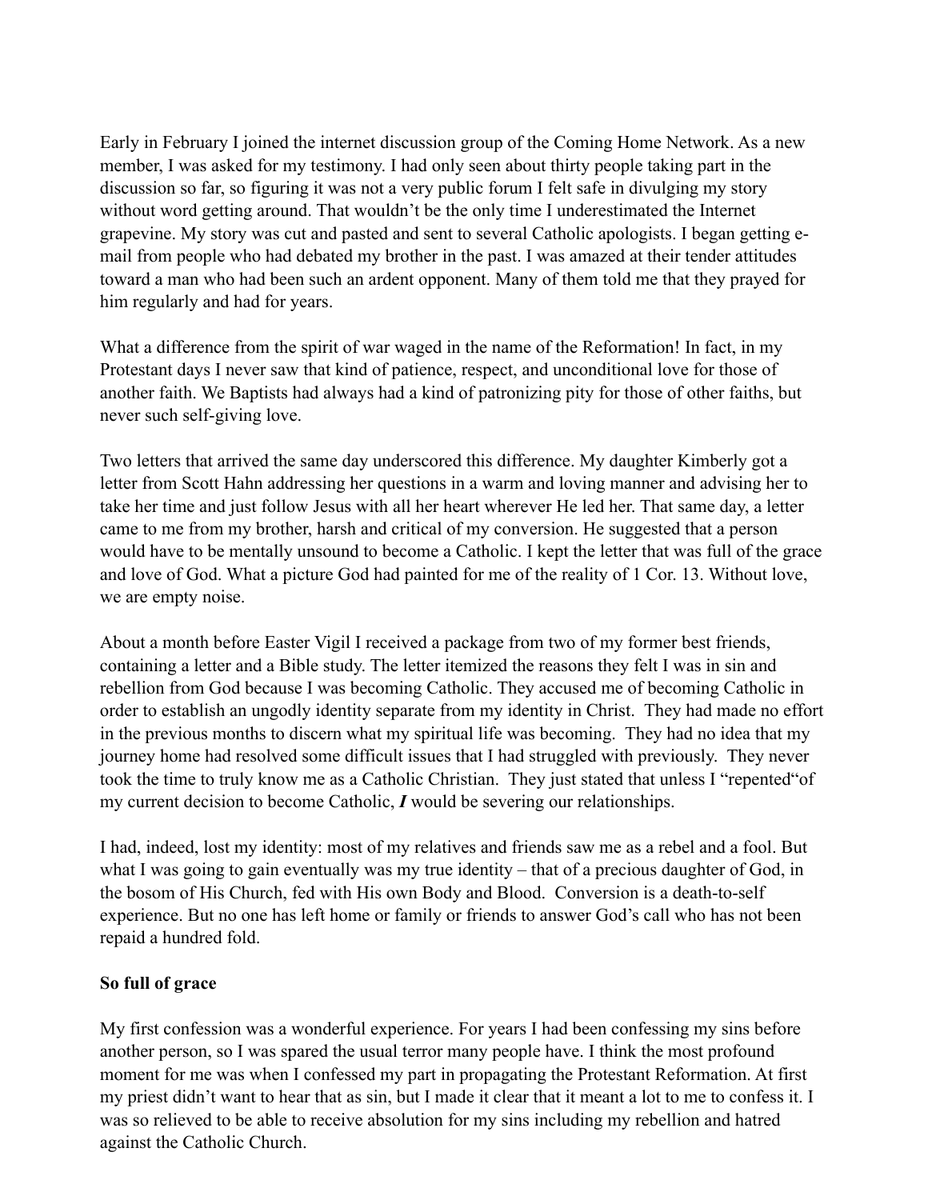Early in February I joined the internet discussion group of the Coming Home Network. As a new member, I was asked for my testimony. I had only seen about thirty people taking part in the discussion so far, so figuring it was not a very public forum I felt safe in divulging my story without word getting around. That wouldn't be the only time I underestimated the Internet grapevine. My story was cut and pasted and sent to several Catholic apologists. I began getting e-mail from people who had debated my brother in the past. I was amazed at their tender attitudes toward a man who had been such an ardent opponent. Many of them told me that they prayed for him regularly and had for years.

What a difference from the spirit of war waged in the name of the Reformation! In fact, in my Protestant days I never saw that kind of patience, respect, and unconditional love for those of another faith. We Baptists had always had a kind of patronizing pity for those of other faiths, but never such self-giving love.

Two letters that arrived the same day underscored this difference. My daughter Kimberly got a letter from Scott Hahn addressing her questions in a warm and loving manner and advising her to take her time and just follow Jesus with all her heart wherever He led her. That same day, a letter came to me from my brother, harsh and critical of my conversion. He suggested that a person would have to be mentally unsound to become a Catholic. I kept the letter that was full of the grace and love of God. What a picture God had painted for me of the reality of 1 Cor. 13. Without love, we are empty noise.

About a month before Easter Vigil I received a package from two of my former best friends, containing a letter and a Bible study. The letter itemized the reasons they felt I was in sin and rebellion from God because I was becoming Catholic. They accused me of becoming Catholic in order to establish an ungodly identity separate from my identity in Christ. They had made no effort in the previous months to discern what my spiritual life was becoming. They had no idea that my journey home had resolved some difficult issues that I had struggled with previously. They never took the time to truly know me as a Catholic Christian. They just stated that unless I "repented"of my current decision to become Catholic, ***I*** would be severing our relationships.

I had, indeed, lost my identity: most of my relatives and friends saw me as a rebel and a fool. But what I was going to gain eventually was my true identity – that of a precious daughter of God, in the bosom of His Church, fed with His own Body and Blood. Conversion is a death-to-self experience. But no one has left home or family or friends to answer God's call who has not been repaid a hundred fold.

**So full of grace**

My first confession was a wonderful experience. For years I had been confessing my sins before another person, so I was spared the usual terror many people have. I think the most profound moment for me was when I confessed my part in propagating the Protestant Reformation. At first my priest didn't want to hear that as sin, but I made it clear that it meant a lot to me to confess it. I was so relieved to be able to receive absolution for my sins including my rebellion and hatred against the Catholic Church.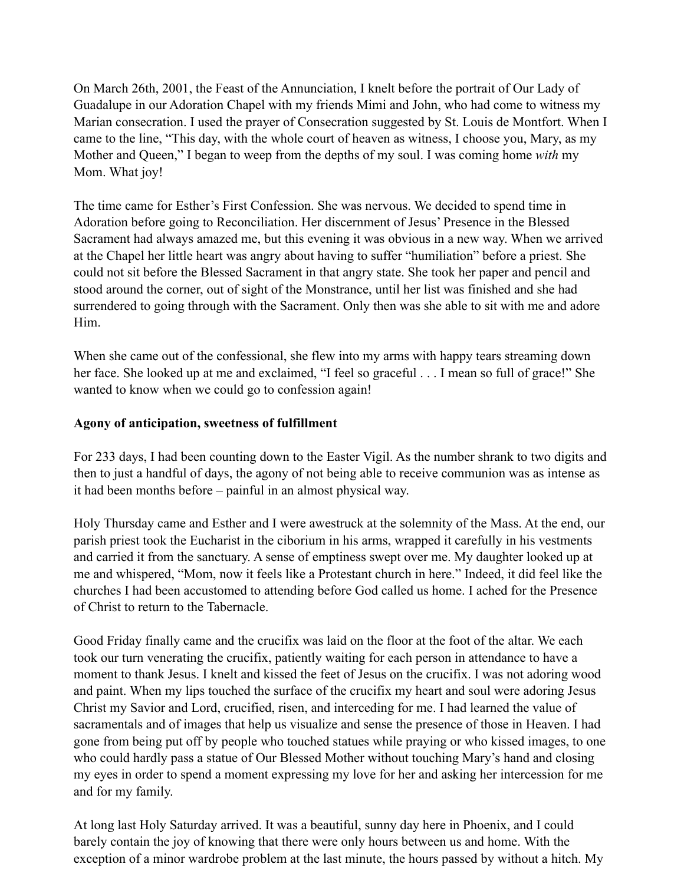On March 26th, 2001, the Feast of the Annunciation, I knelt before the portrait of Our Lady of Guadalupe in our Adoration Chapel with my friends Mimi and John, who had come to witness my Marian consecration. I used the prayer of Consecration suggested by St. Louis de Montfort. When I came to the line, "This day, with the whole court of heaven as witness, I choose you, Mary, as my Mother and Queen," I began to weep from the depths of my soul. I was coming home *with* my Mom. What joy!

The time came for Esther's First Confession. She was nervous. We decided to spend time in Adoration before going to Reconciliation. Her discernment of Jesus' Presence in the Blessed Sacrament had always amazed me, but this evening it was obvious in a new way. When we arrived at the Chapel her little heart was angry about having to suffer "humiliation" before a priest. She could not sit before the Blessed Sacrament in that angry state. She took her paper and pencil and stood around the corner, out of sight of the Monstrance, until her list was finished and she had surrendered to going through with the Sacrament. Only then was she able to sit with me and adore Him.

When she came out of the confessional, she flew into my arms with happy tears streaming down her face. She looked up at me and exclaimed, "I feel so graceful . . . I mean so full of grace!" She wanted to know when we could go to confession again!

**Agony of anticipation, sweetness of fulfillment**

For 233 days, I had been counting down to the Easter Vigil. As the number shrank to two digits and then to just a handful of days, the agony of not being able to receive communion was as intense as it had been months before – painful in an almost physical way.

Holy Thursday came and Esther and I were awestruck at the solemnity of the Mass. At the end, our parish priest took the Eucharist in the ciborium in his arms, wrapped it carefully in his vestments and carried it from the sanctuary. A sense of emptiness swept over me. My daughter looked up at me and whispered, "Mom, now it feels like a Protestant church in here." Indeed, it did feel like the churches I had been accustomed to attending before God called us home. I ached for the Presence of Christ to return to the Tabernacle.

Good Friday finally came and the crucifix was laid on the floor at the foot of the altar. We each took our turn venerating the crucifix, patiently waiting for each person in attendance to have a moment to thank Jesus. I knelt and kissed the feet of Jesus on the crucifix. I was not adoring wood and paint. When my lips touched the surface of the crucifix my heart and soul were adoring Jesus Christ my Savior and Lord, crucified, risen, and interceding for me. I had learned the value of sacramentals and of images that help us visualize and sense the presence of those in Heaven. I had gone from being put off by people who touched statues while praying or who kissed images, to one who could hardly pass a statue of Our Blessed Mother without touching Mary's hand and closing my eyes in order to spend a moment expressing my love for her and asking her intercession for me and for my family.

At long last Holy Saturday arrived. It was a beautiful, sunny day here in Phoenix, and I could barely contain the joy of knowing that there were only hours between us and home. With the exception of a minor wardrobe problem at the last minute, the hours passed by without a hitch. My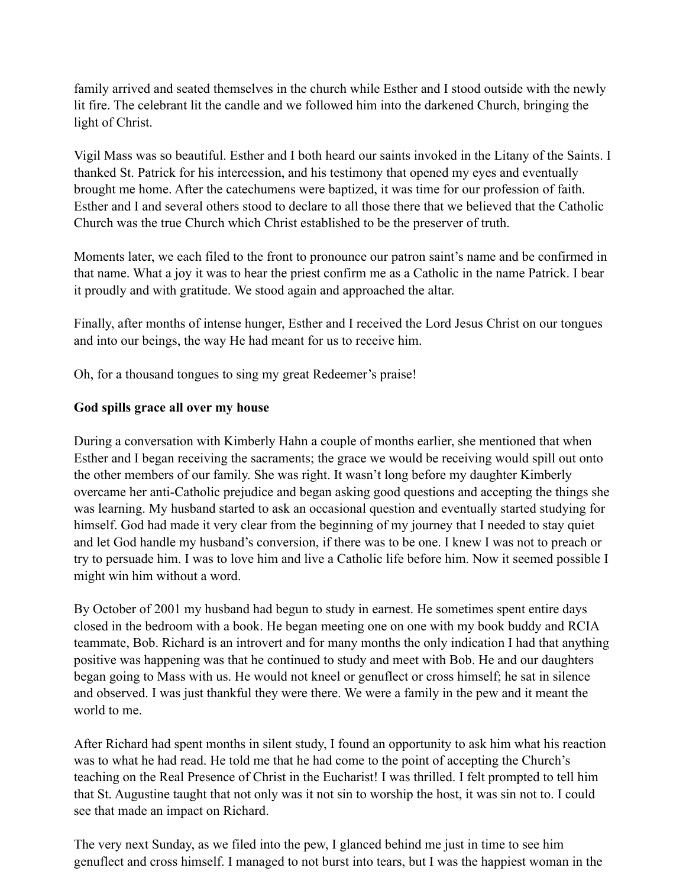family arrived and seated themselves in the church while Esther and I stood outside with the newly lit fire. The celebrant lit the candle and we followed him into the darkened Church, bringing the light of Christ.

Vigil Mass was so beautiful. Esther and I both heard our saints invoked in the Litany of the Saints. I thanked St. Patrick for his intercession, and his testimony that opened my eyes and eventually brought me home. After the catechumens were baptized, it was time for our profession of faith. Esther and I and several others stood to declare to all those there that we believed that the Catholic Church was the true Church which Christ established to be the preserver of truth.

Moments later, we each filed to the front to pronounce our patron saint's name and be confirmed in that name. What a joy it was to hear the priest confirm me as a Catholic in the name Patrick. I bear it proudly and with gratitude. We stood again and approached the altar.

Finally, after months of intense hunger, Esther and I received the Lord Jesus Christ on our tongues and into our beings, the way He had meant for us to receive him.

Oh, for a thousand tongues to sing my great Redeemer's praise!

**God spills grace all over my house**

During a conversation with Kimberly Hahn a couple of months earlier, she mentioned that when Esther and I began receiving the sacraments; the grace we would be receiving would spill out onto the other members of our family. She was right. It wasn't long before my daughter Kimberly overcame her anti-Catholic prejudice and began asking good questions and accepting the things she was learning. My husband started to ask an occasional question and eventually started studying for himself. God had made it very clear from the beginning of my journey that I needed to stay quiet and let God handle my husband's conversion, if there was to be one. I knew I was not to preach or try to persuade him. I was to love him and live a Catholic life before him. Now it seemed possible I might win him without a word.

By October of 2001 my husband had begun to study in earnest. He sometimes spent entire days closed in the bedroom with a book. He began meeting one on one with my book buddy and RCIA teammate, Bob. Richard is an introvert and for many months the only indication I had that anything positive was happening was that he continued to study and meet with Bob. He and our daughters began going to Mass with us. He would not kneel or genuflect or cross himself; he sat in silence and observed. I was just thankful they were there. We were a family in the pew and it meant the world to me.

After Richard had spent months in silent study, I found an opportunity to ask him what his reaction was to what he had read. He told me that he had come to the point of accepting the Church's teaching on the Real Presence of Christ in the Eucharist! I was thrilled. I felt prompted to tell him that St. Augustine taught that not only was it not sin to worship the host, it was sin not to. I could see that made an impact on Richard.

The very next Sunday, as we filed into the pew, I glanced behind me just in time to see him genuflect and cross himself. I managed to not burst into tears, but I was the happiest woman in the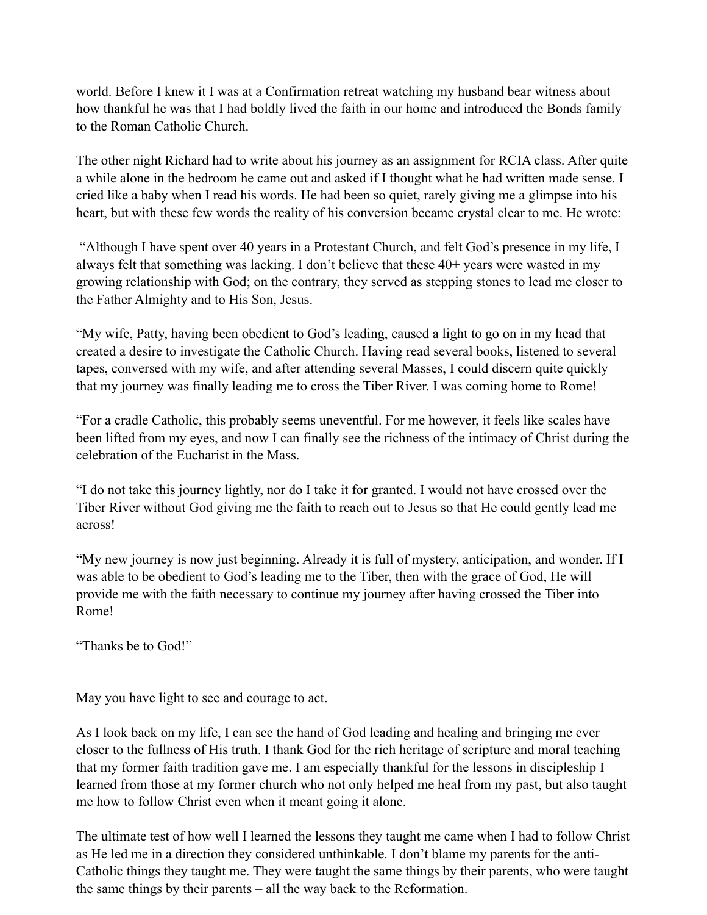world. Before I knew it I was at a Confirmation retreat watching my husband bear witness about how thankful he was that I had boldly lived the faith in our home and introduced the Bonds family to the Roman Catholic Church.

The other night Richard had to write about his journey as an assignment for RCIA class. After quite a while alone in the bedroom he came out and asked if I thought what he had written made sense. I cried like a baby when I read his words. He had been so quiet, rarely giving me a glimpse into his heart, but with these few words the reality of his conversion became crystal clear to me. He wrote:

"Although I have spent over 40 years in a Protestant Church, and felt God's presence in my life, I always felt that something was lacking. I don't believe that these 40+ years were wasted in my growing relationship with God; on the contrary, they served as stepping stones to lead me closer to the Father Almighty and to His Son, Jesus.

"My wife, Patty, having been obedient to God's leading, caused a light to go on in my head that created a desire to investigate the Catholic Church. Having read several books, listened to several tapes, conversed with my wife, and after attending several Masses, I could discern quite quickly that my journey was finally leading me to cross the Tiber River. I was coming home to Rome!

"For a cradle Catholic, this probably seems uneventful. For me however, it feels like scales have been lifted from my eyes, and now I can finally see the richness of the intimacy of Christ during the celebration of the Eucharist in the Mass.

"I do not take this journey lightly, nor do I take it for granted. I would not have crossed over the Tiber River without God giving me the faith to reach out to Jesus so that He could gently lead me across!

"My new journey is now just beginning. Already it is full of mystery, anticipation, and wonder. If I was able to be obedient to God's leading me to the Tiber, then with the grace of God, He will provide me with the faith necessary to continue my journey after having crossed the Tiber into Rome!

"Thanks be to God!"

May you have light to see and courage to act.

As I look back on my life, I can see the hand of God leading and healing and bringing me ever closer to the fullness of His truth. I thank God for the rich heritage of scripture and moral teaching that my former faith tradition gave me. I am especially thankful for the lessons in discipleship I learned from those at my former church who not only helped me heal from my past, but also taught me how to follow Christ even when it meant going it alone.

The ultimate test of how well I learned the lessons they taught me came when I had to follow Christ as He led me in a direction they considered unthinkable. I don't blame my parents for the anti-Catholic things they taught me. They were taught the same things by their parents, who were taught the same things by their parents – all the way back to the Reformation.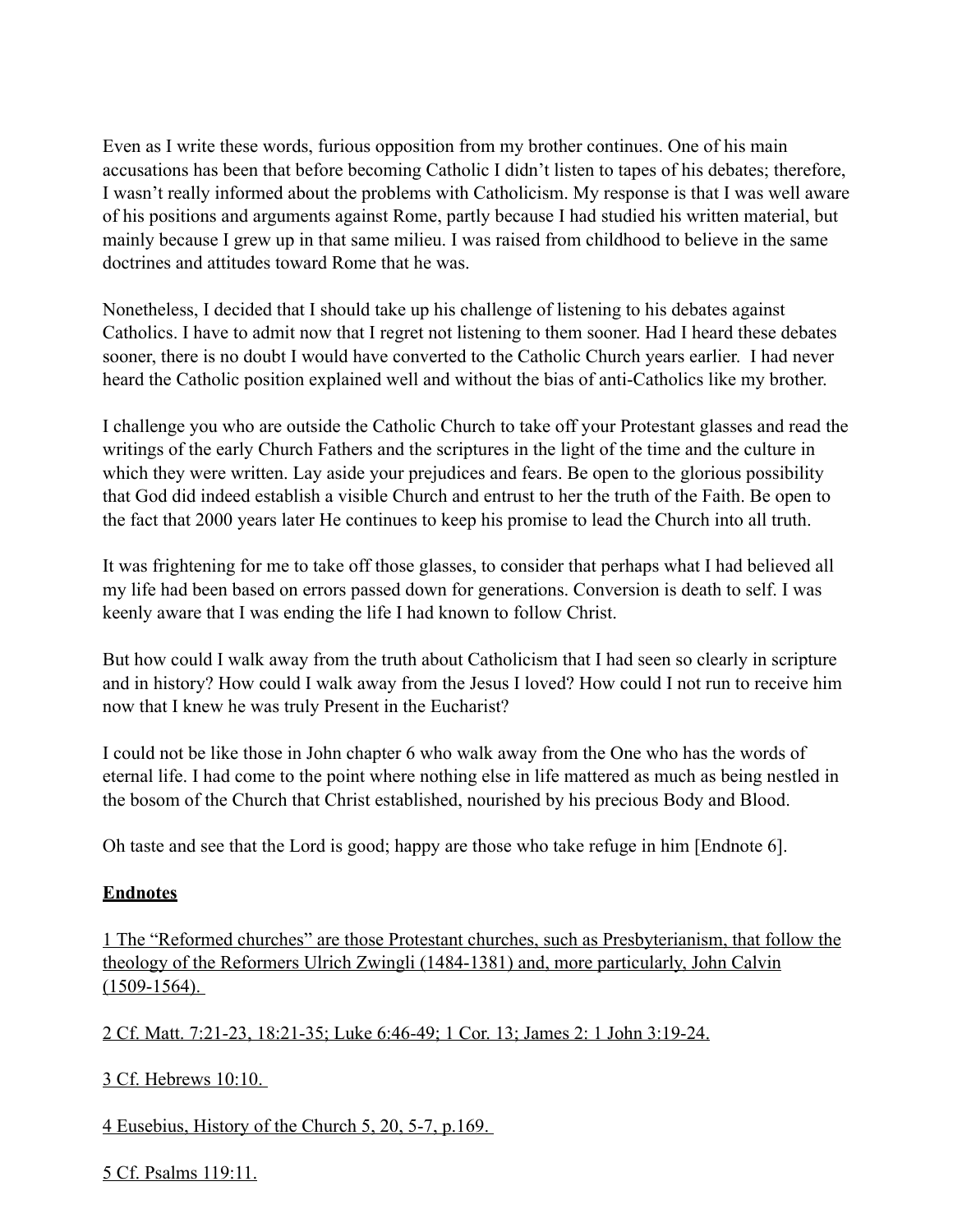Even as I write these words, furious opposition from my brother continues. One of his main accusations has been that before becoming Catholic I didn't listen to tapes of his debates; therefore, I wasn't really informed about the problems with Catholicism. My response is that I was well aware of his positions and arguments against Rome, partly because I had studied his written material, but mainly because I grew up in that same milieu. I was raised from childhood to believe in the same doctrines and attitudes toward Rome that he was.

Nonetheless, I decided that I should take up his challenge of listening to his debates against Catholics. I have to admit now that I regret not listening to them sooner. Had I heard these debates sooner, there is no doubt I would have converted to the Catholic Church years earlier. I had never heard the Catholic position explained well and without the bias of anti-Catholics like my brother.

I challenge you who are outside the Catholic Church to take off your Protestant glasses and read the writings of the early Church Fathers and the scriptures in the light of the time and the culture in which they were written. Lay aside your prejudices and fears. Be open to the glorious possibility that God did indeed establish a visible Church and entrust to her the truth of the Faith. Be open to the fact that 2000 years later He continues to keep his promise to lead the Church into all truth.

It was frightening for me to take off those glasses, to consider that perhaps what I had believed all my life had been based on errors passed down for generations. Conversion is death to self. I was keenly aware that I was ending the life I had known to follow Christ.

But how could I walk away from the truth about Catholicism that I had seen so clearly in scripture and in history? How could I walk away from the Jesus I loved? How could I not run to receive him now that I knew he was truly Present in the Eucharist?

I could not be like those in John chapter 6 who walk away from the One who has the words of eternal life. I had come to the point where nothing else in life mattered as much as being nestled in the bosom of the Church that Christ established, nourished by his precious Body and Blood.

Oh taste and see that the Lord is good; happy are those who take refuge in him [Endnote 6].

## Endnotes

1 The "Reformed churches" are those Protestant churches, such as Presbyterianism, that follow the theology of the Reformers Ulrich Zwingli (1484-1381) and, more particularly, John Calvin (1509-1564).

2 Cf. Matt. 7:21-23, 18:21-35; Luke 6:46-49; 1 Cor. 13; James 2: 1 John 3:19-24.

3 Cf. Hebrews 10:10.

4 Eusebius, History of the Church 5, 20, 5-7, p.169.

5 Cf. Psalms 119:11.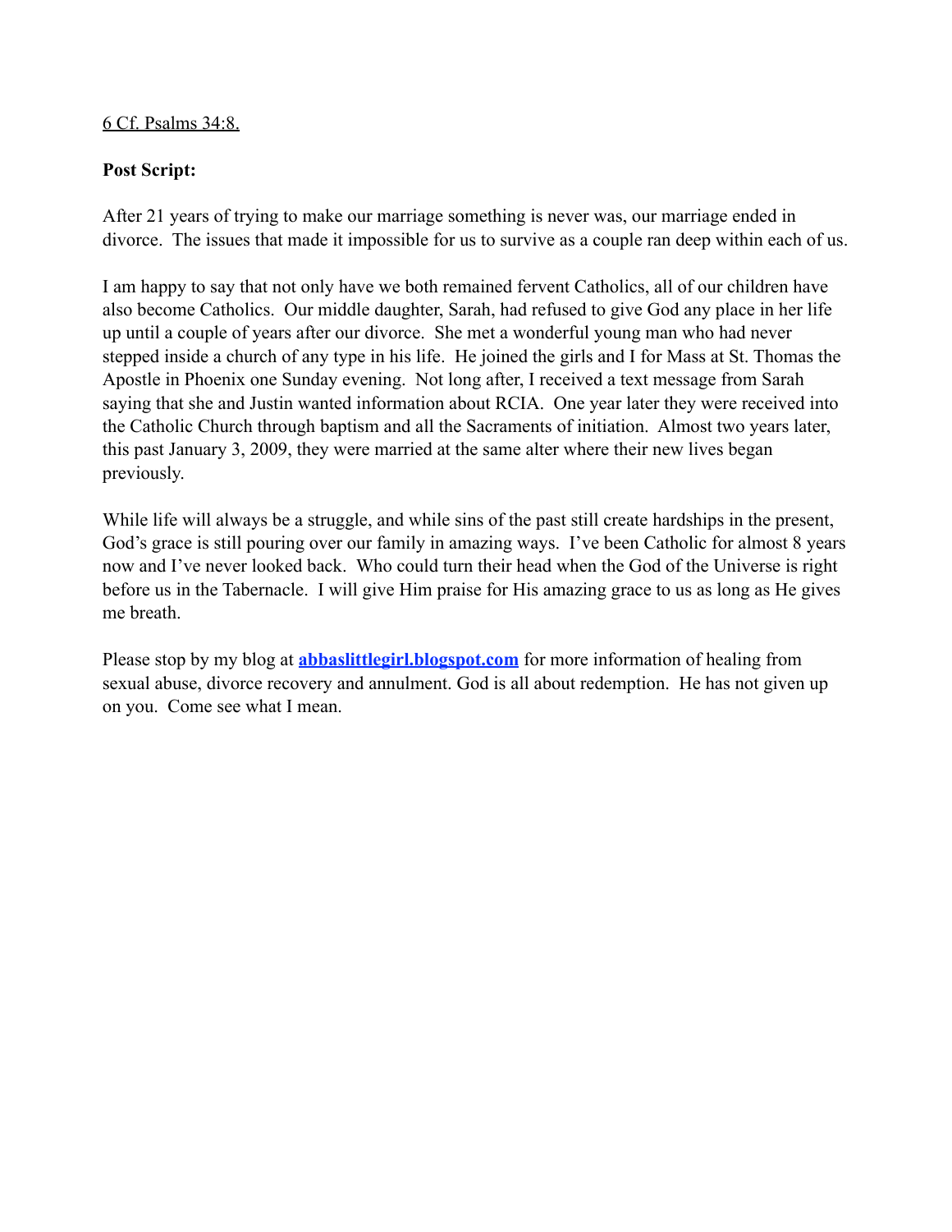6 Cf. Psalms 34:8.

**Post Script:**

After 21 years of trying to make our marriage something is never was, our marriage ended in divorce. The issues that made it impossible for us to survive as a couple ran deep within each of us.

I am happy to say that not only have we both remained fervent Catholics, all of our children have also become Catholics. Our middle daughter, Sarah, had refused to give God any place in her life up until a couple of years after our divorce. She met a wonderful young man who had never stepped inside a church of any type in his life. He joined the girls and I for Mass at St. Thomas the Apostle in Phoenix one Sunday evening. Not long after, I received a text message from Sarah saying that she and Justin wanted information about RCIA. One year later they were received into the Catholic Church through baptism and all the Sacraments of initiation. Almost two years later, this past January 3, 2009, they were married at the same alter where their new lives began previously.

While life will always be a struggle, and while sins of the past still create hardships in the present, God's grace is still pouring over our family in amazing ways. I've been Catholic for almost 8 years now and I've never looked back. Who could turn their head when the God of the Universe is right before us in the Tabernacle. I will give Him praise for His amazing grace to us as long as He gives me breath.

Please stop by my blog at **abbaslittlegirl.blogspot.com** for more information of healing from sexual abuse, divorce recovery and annulment. God is all about redemption. He has not given up on you. Come see what I mean.